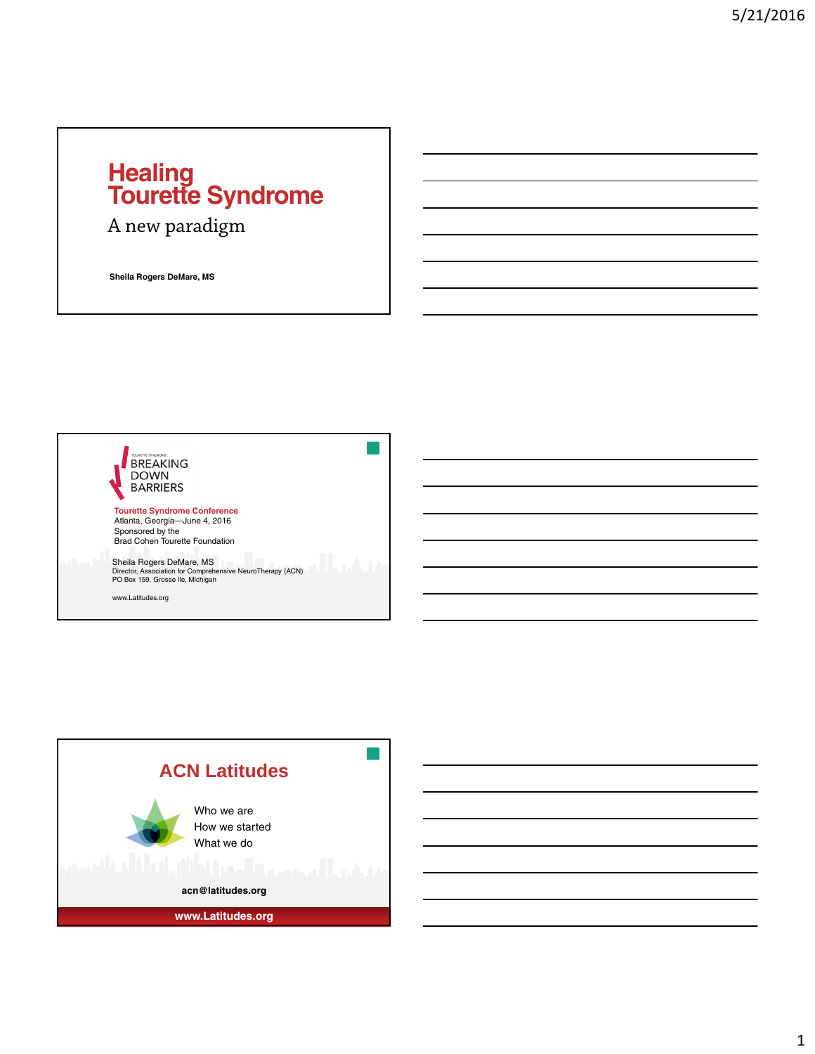# Healing Tourette Syndrome

A new paradigm

**Sheila Rogers DeMare, MS**

---

TOURETTE SYNDROME

BREAKING DOWN BARRIERS

**Tourette Syndrome Conference**

Atlanta, Georgia—June 4, 2016

Sponsored by the

Brad Cohen Tourette Foundation

Sheila Rogers DeMare, MS

Director, Association for Comprehensive NeuroTherapy (ACN)

PO Box 159, Grosse Ile, Michigan

www.Latitudes.org

---

## ACN Latitudes

- Who we are
- How we started
- What we do

**acn@latitudes.org**

**www.Latitudes.org**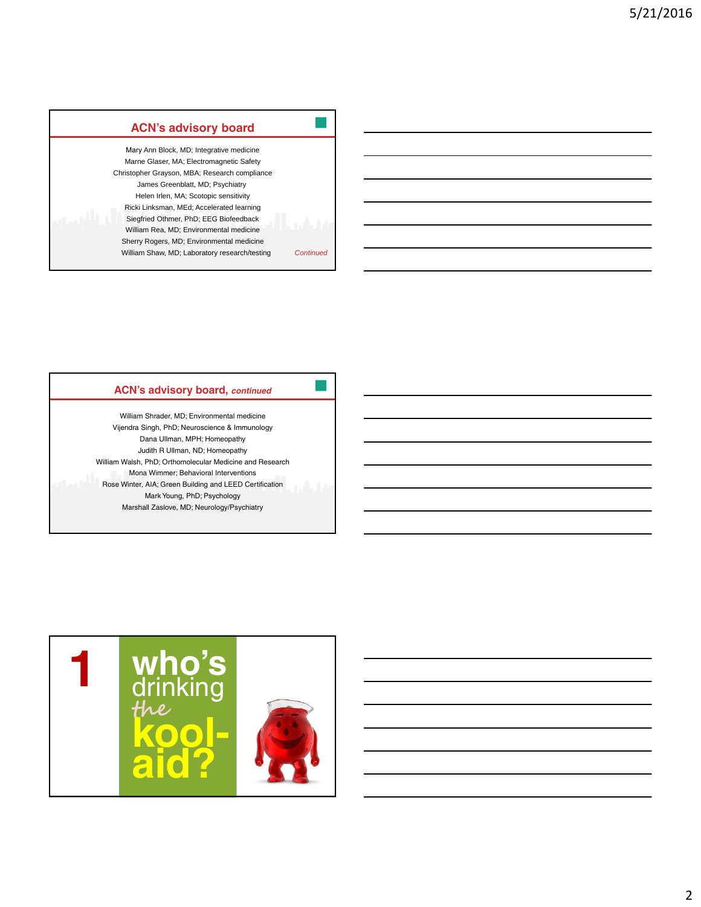## ACN's advisory board

Mary Ann Block, MD; Integrative medicine
Marne Glaser, MA; Electromagnetic Safety
Christopher Grayson, MBA; Research compliance
James Greenblatt, MD; Psychiatry
Helen Irlen, MA; Scotopic sensitivity
Ricki Linksman, MEd; Accelerated learning
Siegfried Othmer, PhD; EEG Biofeedback
William Rea, MD; Environmental medicine
Sherry Rogers, MD; Environmental medicine
William Shaw, MD; Laboratory research/testing

*Continued*

## ACN's advisory board, *continued*

William Shrader, MD; Environmental medicine
Vijendra Singh, PhD; Neuroscience & Immunology
Dana Ullman, MPH; Homeopathy
Judith R Ullman, ND; Homeopathy
William Walsh, PhD; Orthomolecular Medicine and Research
Mona Wimmer; Behavioral Interventions
Rose Winter, AIA; Green Building and LEED Certification
Mark Young, PhD; Psychology
Marshall Zaslove, MD; Neurology/Psychiatry

## 1 who's drinking the kool-aid?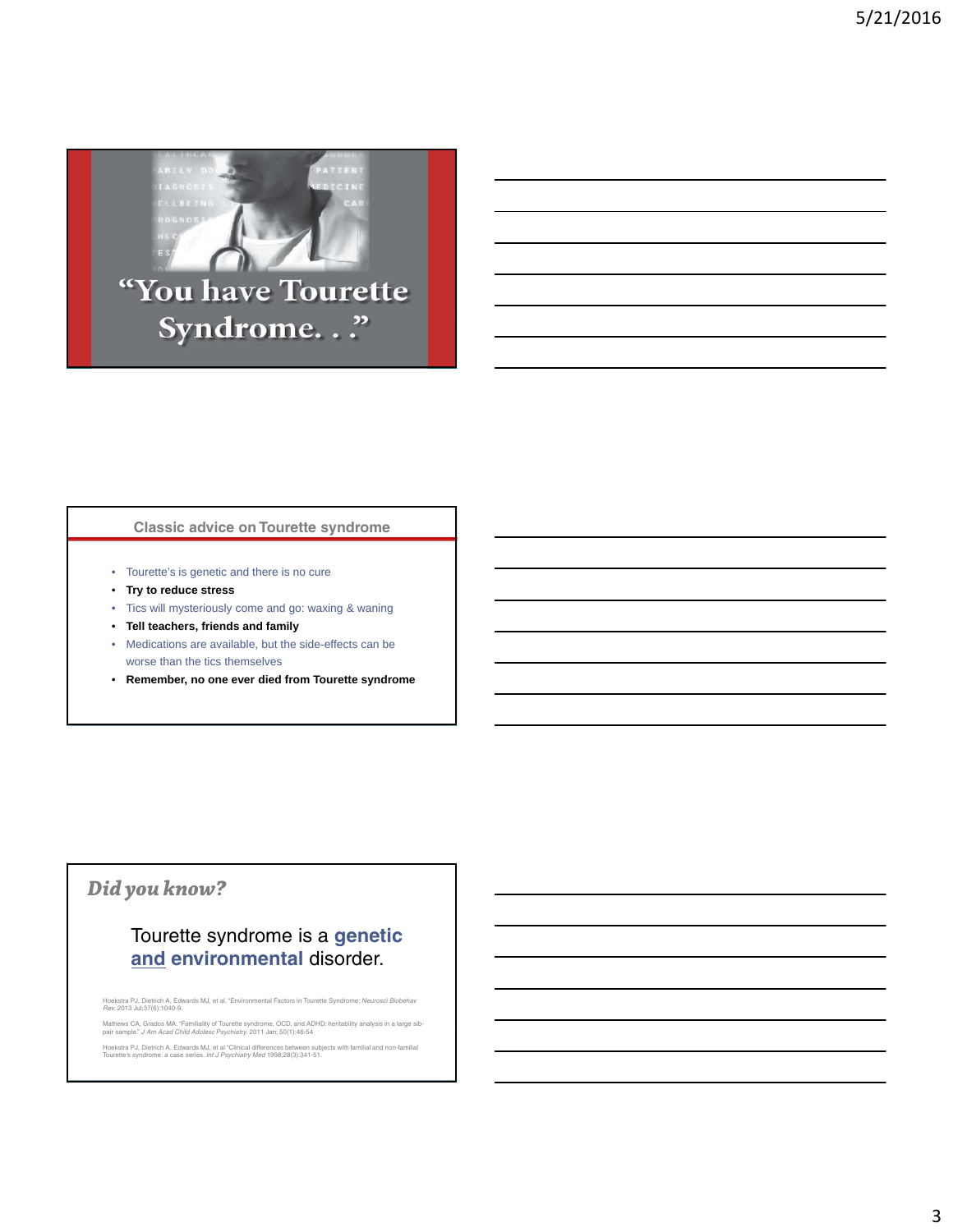“You have Tourette Syndrome. . .”

## Classic advice on Tourette syndrome

- Tourette’s is genetic and there is no cure
- **Try to reduce stress**
- Tics will mysteriously come and go: waxing & waning
- **Tell teachers, friends and family**
- Medications are available, but the side-effects can be worse than the tics themselves
- **Remember, no one ever died from Tourette syndrome**

## *Did you know?*

Tourette syndrome is a **genetic and environmental** disorder.

Hoekstra PJ, Dietrich A, Edwards MJ, et al. “Environmental Factors in Tourette Syndrome: *Neurosci Biobehav Rev.* 2013 Jul;37(6):1040-9.

Mathews CA, Grados MA. “Familiality of Tourette syndrome, OCD, and ADHD: heritability analysis in a large sib-pair sample.” *J Am Acad Child Adolesc Psychiatry.* 2011 Jan; 50(1):46-54

Hoekstra PJ, Dietrich A, Edwards MJ, et al “Clinical differences between subjects with familial and non-familial Tourette’s syndrome: a case series. *Int J Psychiatry Med* 1998;28(3):341-51.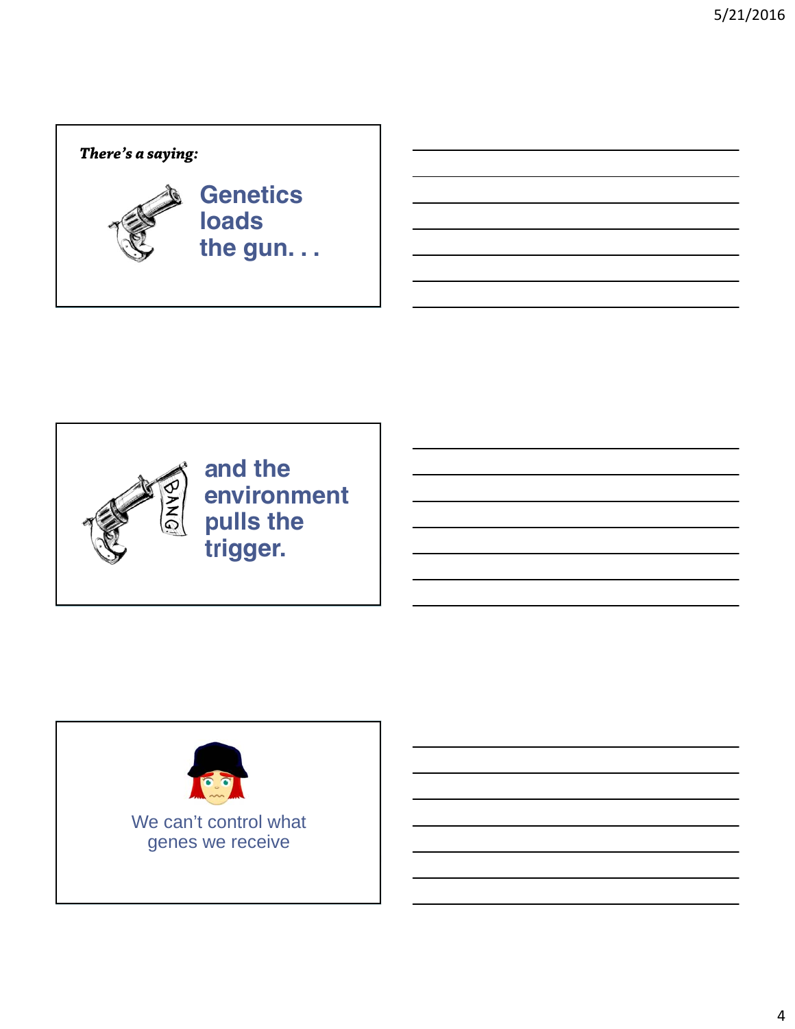*There's a saying:*

**Genetics loads the gun. . .**

**and the environment pulls the trigger.**

We can't control what genes we receive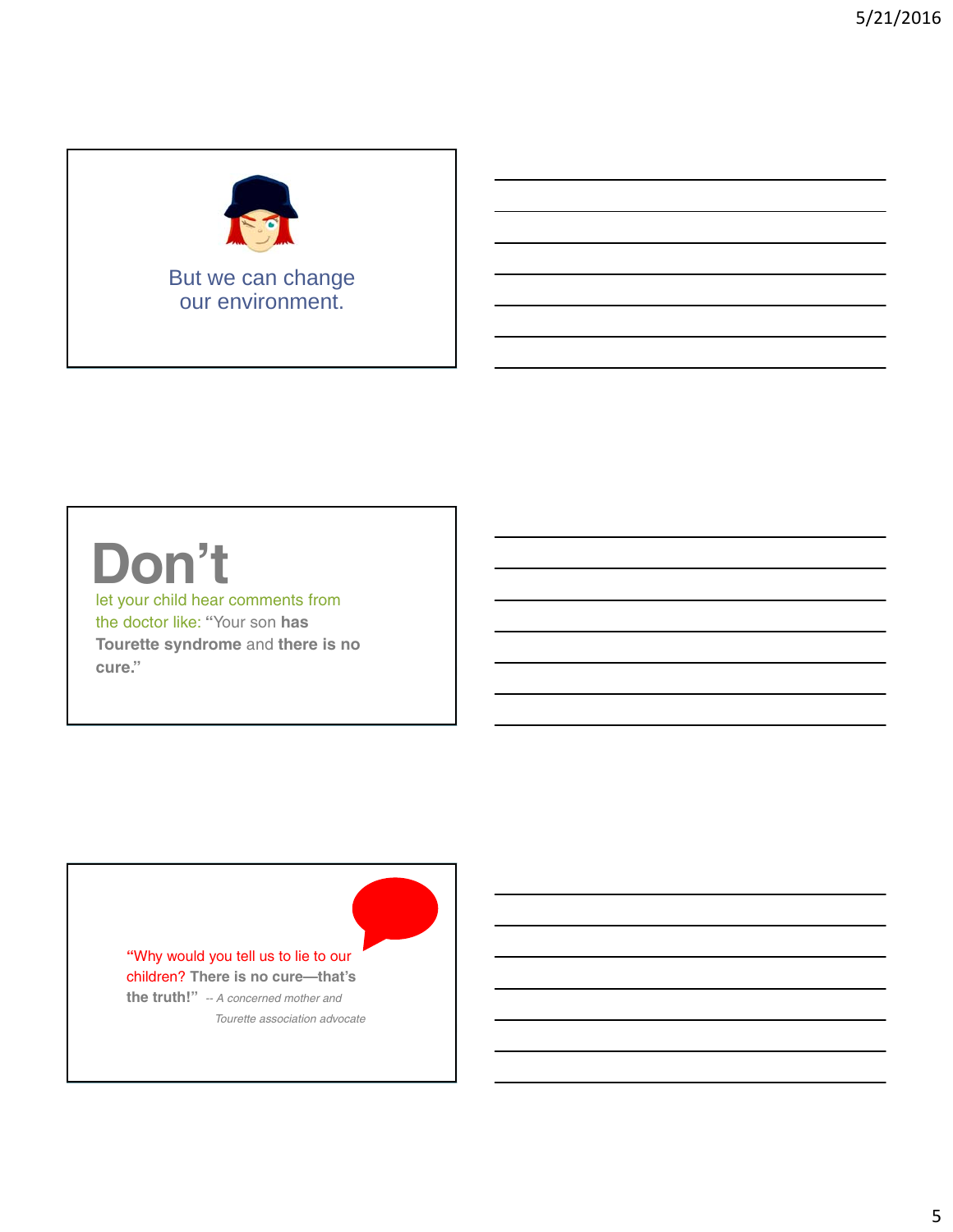But we can change our environment.

# Don't

let your child hear comments from the doctor like: "Your son **has Tourette syndrome** and **there is no cure.**"

"Why would you tell us to lie to our children? **There is no cure—that's the truth!**" *-- A concerned mother and Tourette association advocate*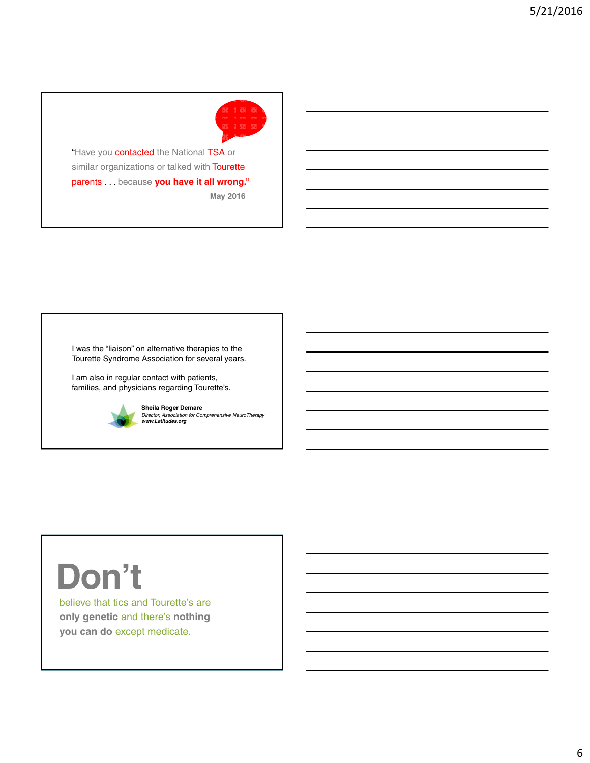"Have you contacted the National TSA or similar organizations or talked with Tourette parents . . . because **you have it all wrong.**"

**May 2016**

I was the "liaison" on alternative therapies to the Tourette Syndrome Association for several years.

I am also in regular contact with patients, families, and physicians regarding Tourette's.

**Sheila Roger Demare**
*Director, Association for Comprehensive NeuroTherapy*
***www.Latitudes.org***

# Don't

believe that tics and Tourette's are **only genetic** and there's **nothing you can do** except medicate.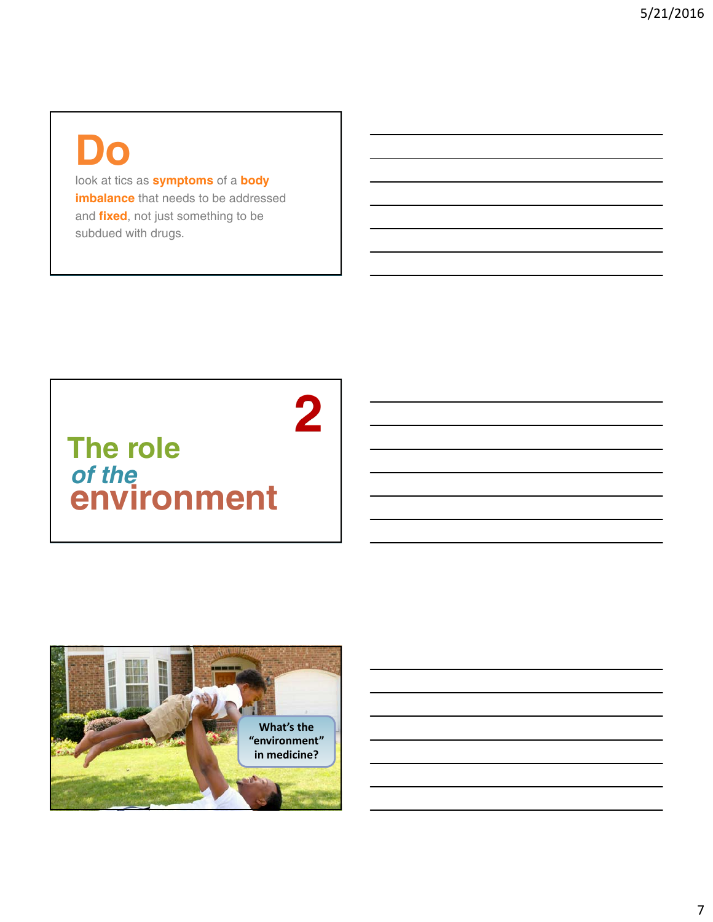# Do

look at tics as **symptoms** of a **body imbalance** that needs to be addressed and **fixed**, not just something to be subdued with drugs.

# 2

## The role *of the* environment

What's the "environment" in medicine?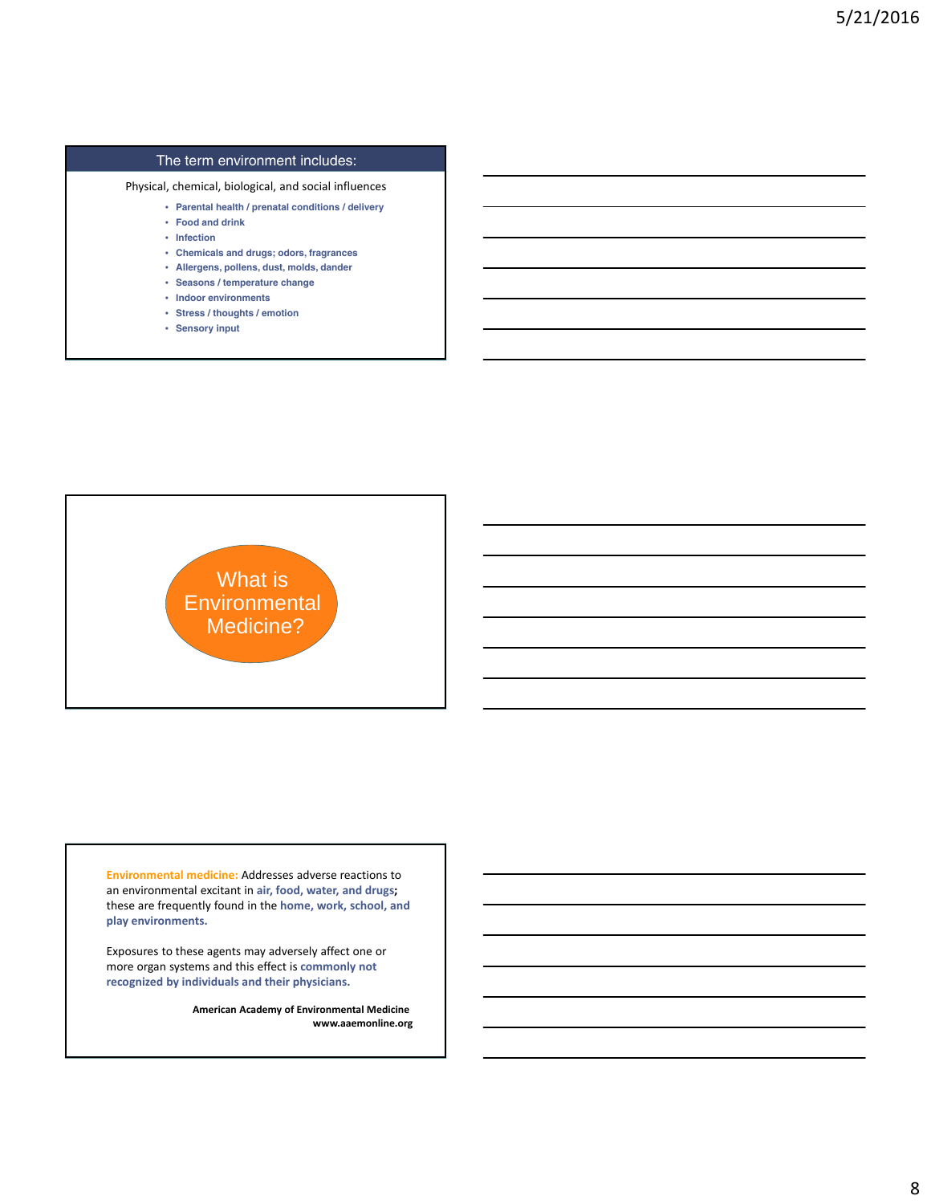## The term environment includes:

Physical, chemical, biological, and social influences

- **Parental health / prenatal conditions / delivery**
- **Food and drink**
- **Infection**
- **Chemicals and drugs; odors, fragrances**
- **Allergens, pollens, dust, molds, dander**
- **Seasons / temperature change**
- **Indoor environments**
- **Stress / thoughts / emotion**
- **Sensory input**

## What is Environmental Medicine?

**Environmental medicine:** Addresses adverse reactions to an environmental excitant in **air, food, water, and drugs;** these are frequently found in the **home, work, school, and play environments.**

Exposures to these agents may adversely affect one or more organ systems and this effect is **commonly not recognized by individuals and their physicians.**

**American Academy of Environmental Medicine**
**www.aaemonline.org**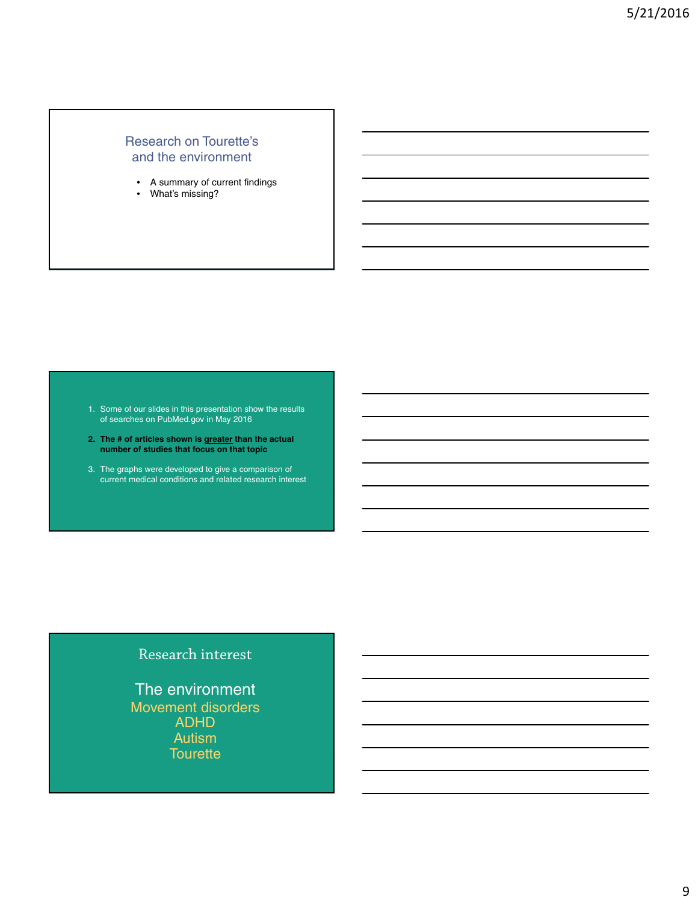## Research on Tourette's and the environment

- A summary of current findings
- What's missing?

1. Some of our slides in this presentation show the results of searches on PubMed.gov in May 2016
2. **The # of articles shown is greater than the actual number of studies that focus on that topic**
3. The graphs were developed to give a comparison of current medical conditions and related research interest

## Research interest

The environment

Movement disorders

ADHD

Autism

Tourette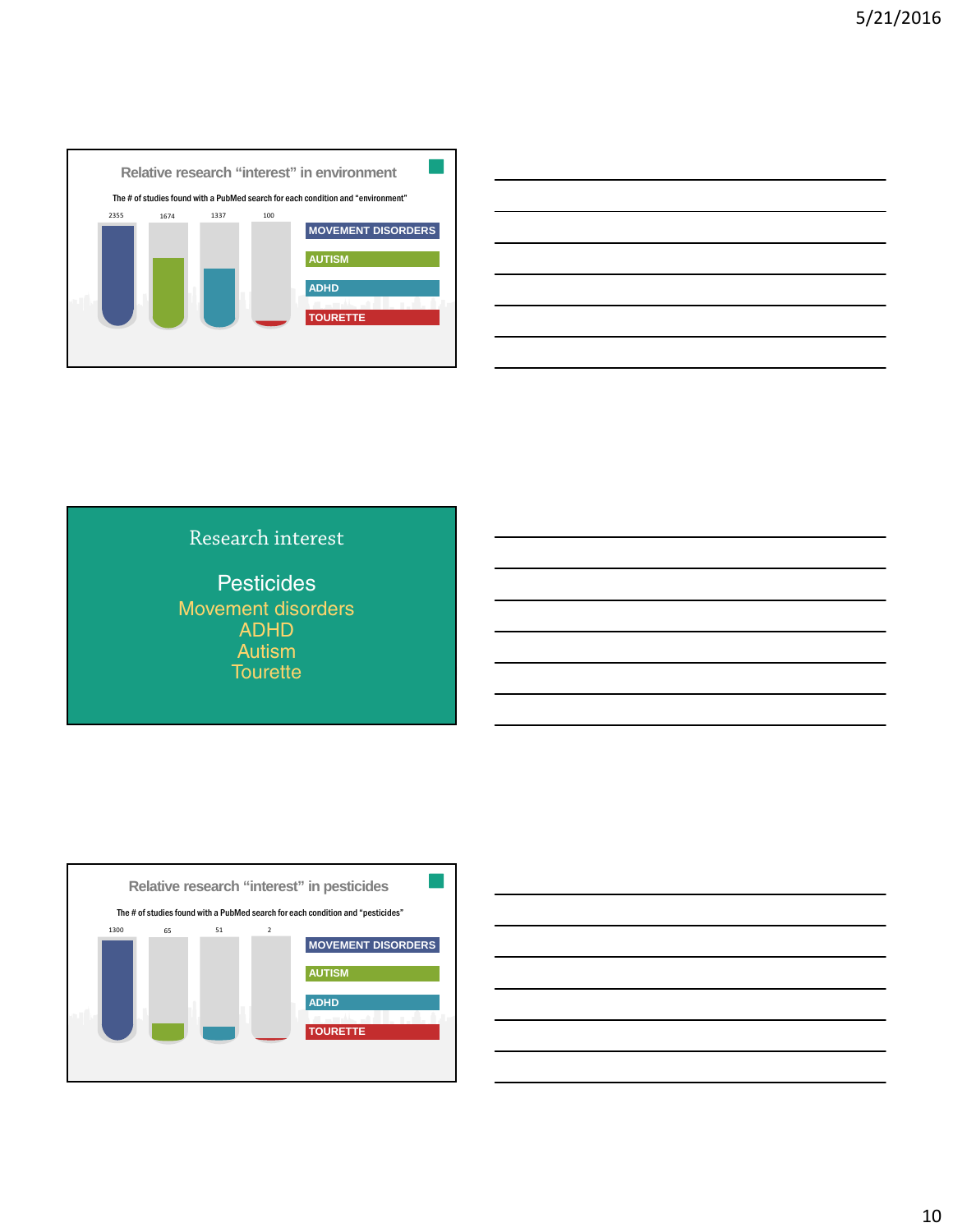## Relative research "interest" in environment

The # of studies found with a PubMed search for each condition and "environment"

| MOVEMENT DISORDERS | AUTISM | ADHD | TOURETTE |
| --- | --- | --- | --- |
| 2355 | 1674 | 1337 | 100 |

## Research interest

Pesticides

Movement disorders
ADHD
Autism
Tourette

## Relative research "interest" in pesticides

The # of studies found with a PubMed search for each condition and "pesticides"

| MOVEMENT DISORDERS | AUTISM | ADHD | TOURETTE |
| --- | --- | --- | --- |
| 1300 | 65 | 51 | 2 |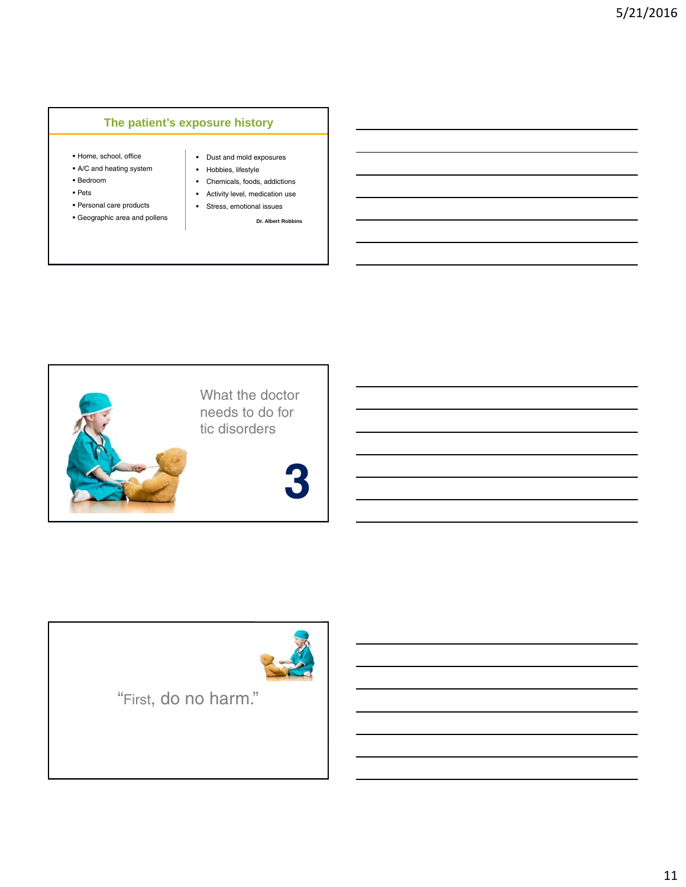## The patient's exposure history

- Home, school, office
- A/C and heating system
- Bedroom
- Pets
- Personal care products
- Geographic area and pollens

- Dust and mold exposures
- Hobbies, lifestyle
- Chemicals, foods, addictions
- Activity level, medication use
- Stress, emotional issues

**Dr. Albert Robbins**

## What the doctor needs to do for tic disorders

**3**

"First, do no harm."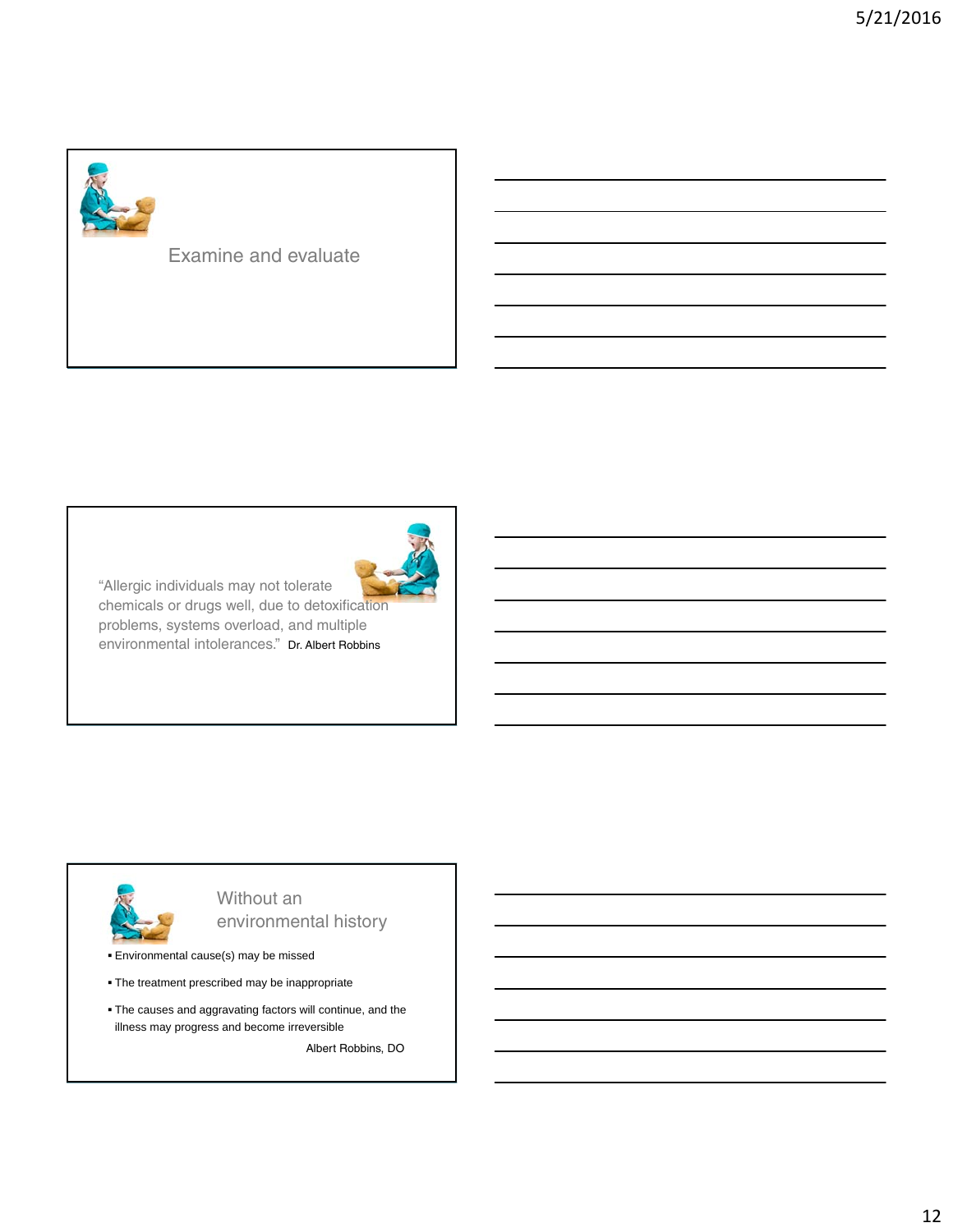## Examine and evaluate

---

"Allergic individuals may not tolerate chemicals or drugs well, due to detoxification problems, systems overload, and multiple environmental intolerances." Dr. Albert Robbins

---

## Without an environmental history

- Environmental cause(s) may be missed
- The treatment prescribed may be inappropriate
- The causes and aggravating factors will continue, and the illness may progress and become irreversible

Albert Robbins, DO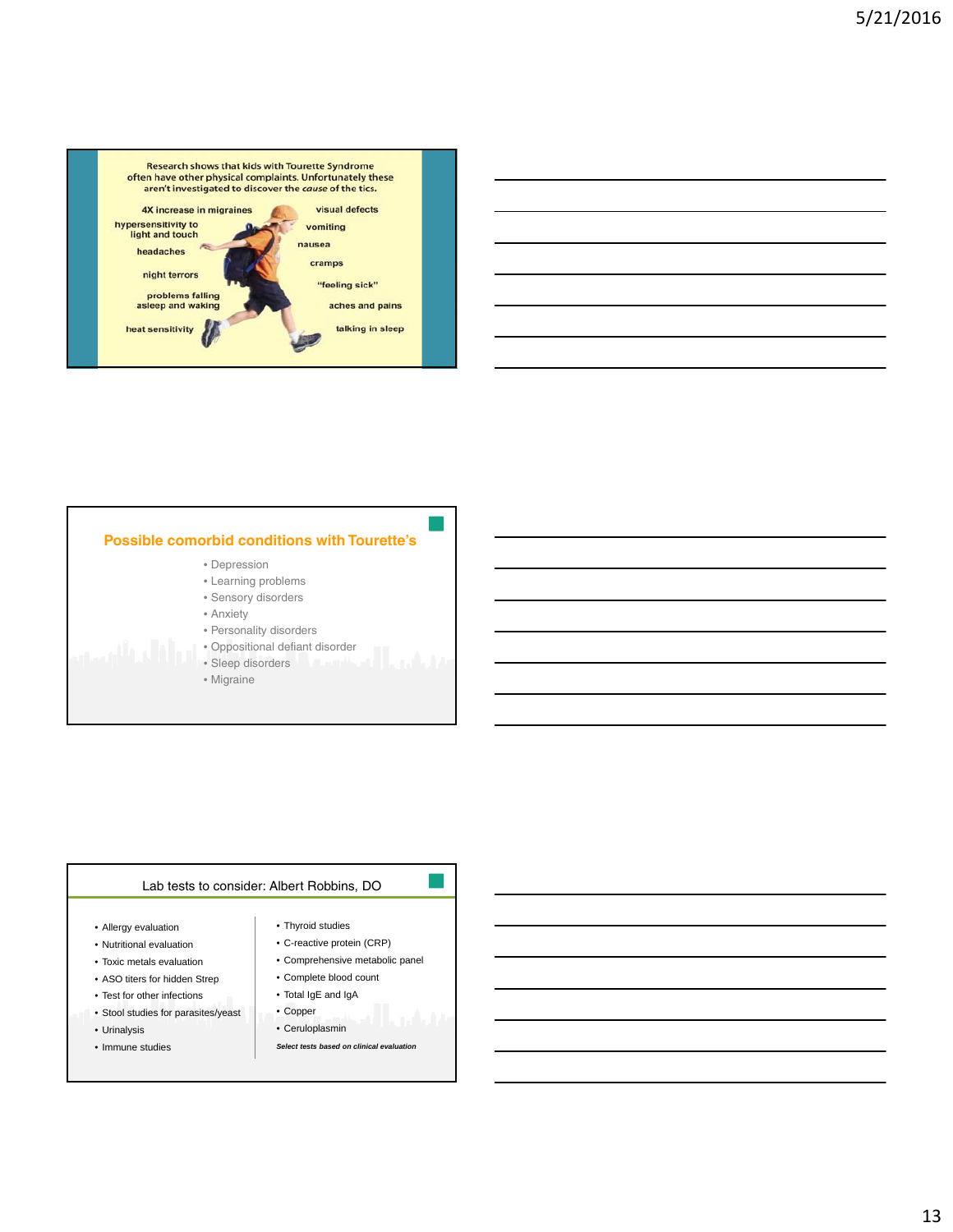Research shows that kids with Tourette Syndrome often have other physical complaints. Unfortunately these aren't investigated to discover the *cause* of the tics.

- 4X increase in migraines
- hypersensitivity to light and touch
- headaches
- night terrors
- problems falling asleep and waking
- heat sensitivity
- visual defects
- vomiting
- nausea
- cramps
- "feeling sick"
- aches and pains
- talking in sleep

## Possible comorbid conditions with Tourette's

- Depression
- Learning problems
- Sensory disorders
- Anxiety
- Personality disorders
- Oppositional defiant disorder
- Sleep disorders
- Migraine

## Lab tests to consider: Albert Robbins, DO

- Allergy evaluation
- Nutritional evaluation
- Toxic metals evaluation
- ASO titers for hidden Strep
- Test for other infections
- Stool studies for parasites/yeast
- Urinalysis
- Immune studies
- Thyroid studies
- C-reactive protein (CRP)
- Comprehensive metabolic panel
- Complete blood count
- Total IgE and IgA
- Copper
- Ceruloplasmin

***Select tests based on clinical evaluation***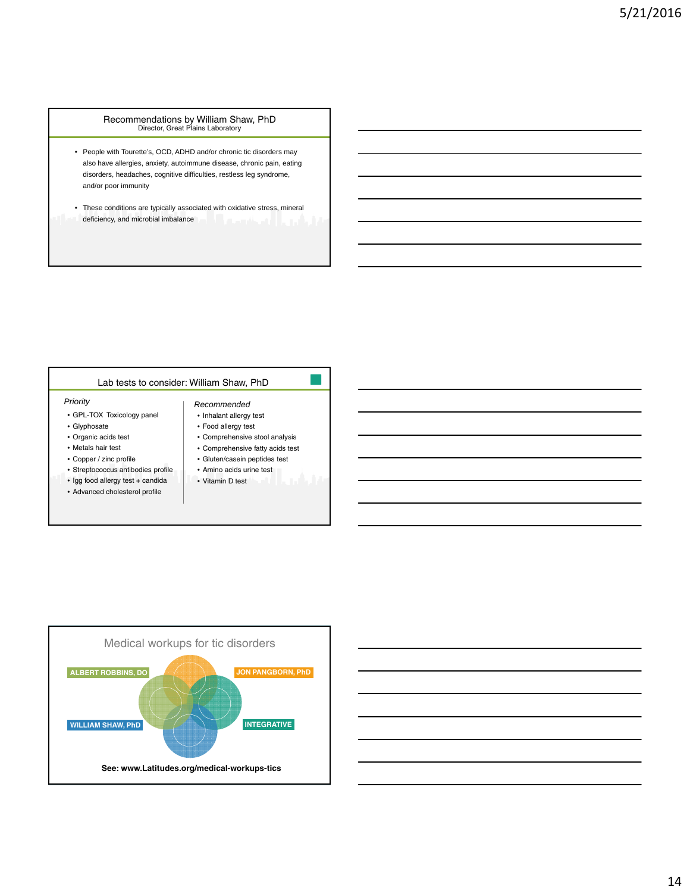## Recommendations by William Shaw, PhD

Director, Great Plains Laboratory

- People with Tourette's, OCD, ADHD and/or chronic tic disorders may also have allergies, anxiety, autoimmune disease, chronic pain, eating disorders, headaches, cognitive difficulties, restless leg syndrome, and/or poor immunity
- These conditions are typically associated with oxidative stress, mineral deficiency, and microbial imbalance

## Lab tests to consider: William Shaw, PhD

*Priority*

- GPL-TOX Toxicology panel
- Glyphosate
- Organic acids test
- Metals hair test
- Copper / zinc profile
- Streptococcus antibodies profile
- Igg food allergy test + candida
- Advanced cholesterol profile

*Recommended*

- Inhalant allergy test
- Food allergy test
- Comprehensive stool analysis
- Comprehensive fatty acids test
- Gluten/casein peptides test
- Amino acids urine test
- Vitamin D test

## Medical workups for tic disorders

ALBERT ROBBINS, DO

JON PANGBORN, PhD

WILLIAM SHAW, PhD

INTEGRATIVE

**See: www.Latitudes.org/medical-workups-tics**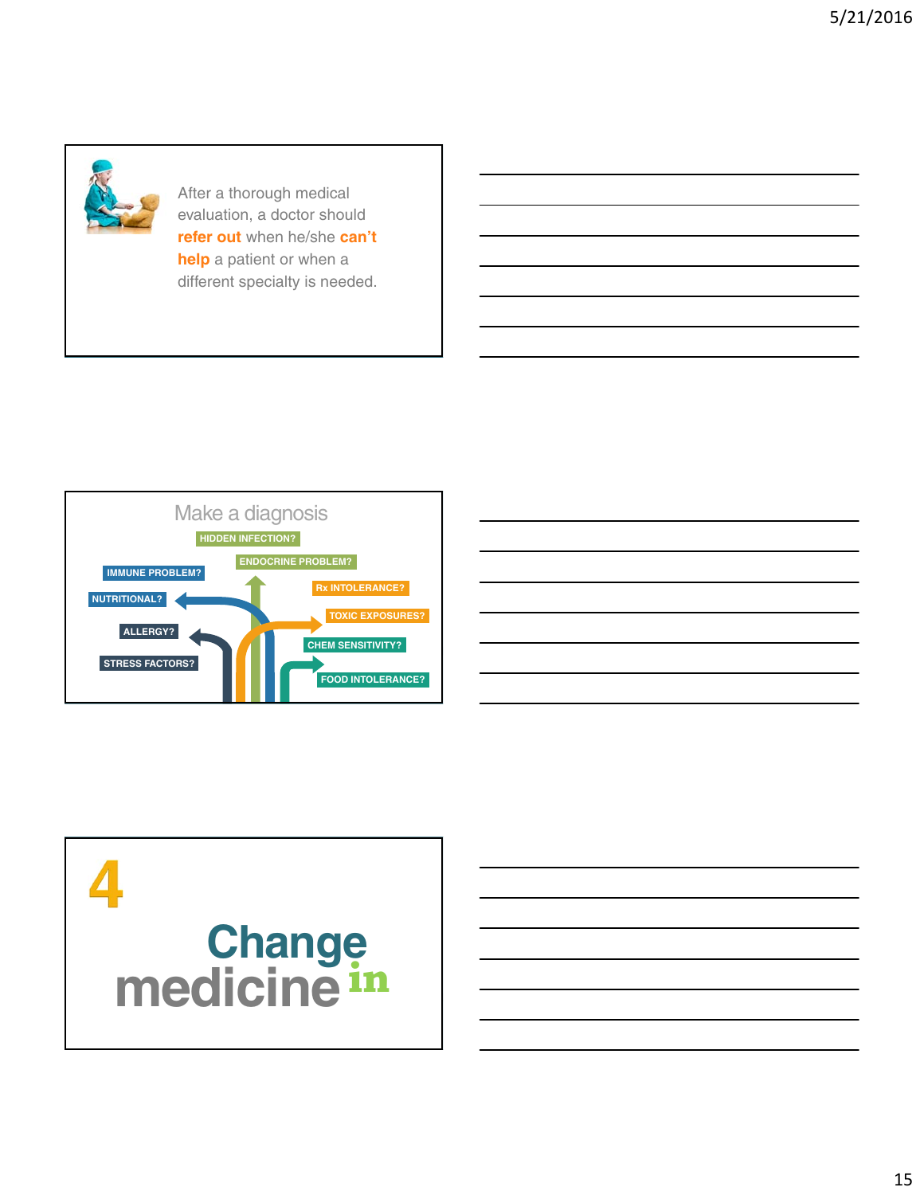After a thorough medical evaluation, a doctor should **refer out** when he/she **can't help** a patient or when a different specialty is needed.

## Make a diagnosis

HIDDEN INFECTION?

ENDOCRINE PROBLEM?

IMMUNE PROBLEM?

Rx INTOLERANCE?

NUTRITIONAL?

TOXIC EXPOSURES?

ALLERGY?

CHEM SENSITIVITY?

STRESS FACTORS?

FOOD INTOLERANCE?

# 4

## Change medicine in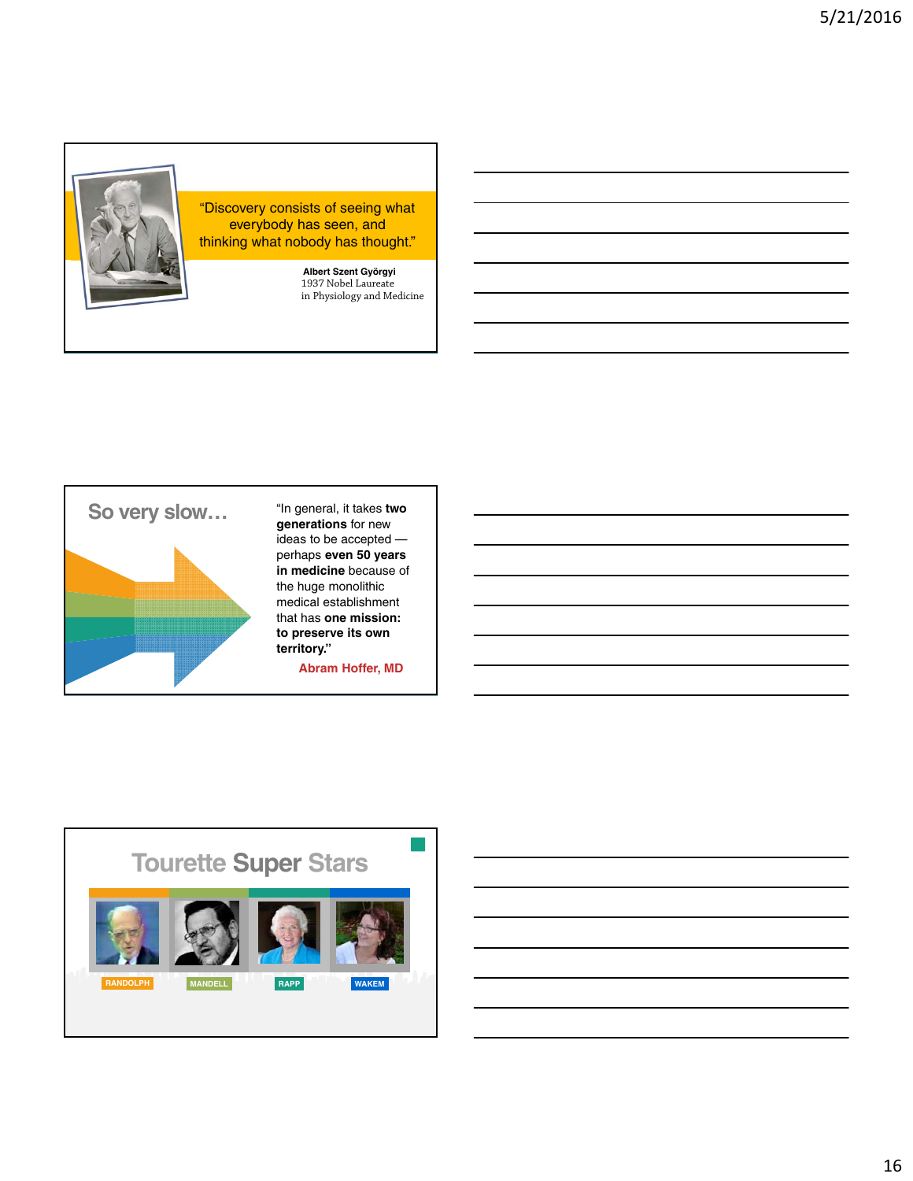"Discovery consists of seeing what everybody has seen, and thinking what nobody has thought."

**Albert Szent Györgyi**
1937 Nobel Laureate
in Physiology and Medicine

## So very slow…

"In general, it takes **two generations** for new ideas to be accepted — perhaps **even 50 years in medicine** because of the huge monolithic medical establishment that has **one mission: to preserve its own territory.**"

**Abram Hoffer, MD**

## Tourette Super Stars

RANDOLPH | MANDELL | RAPP | WAKEM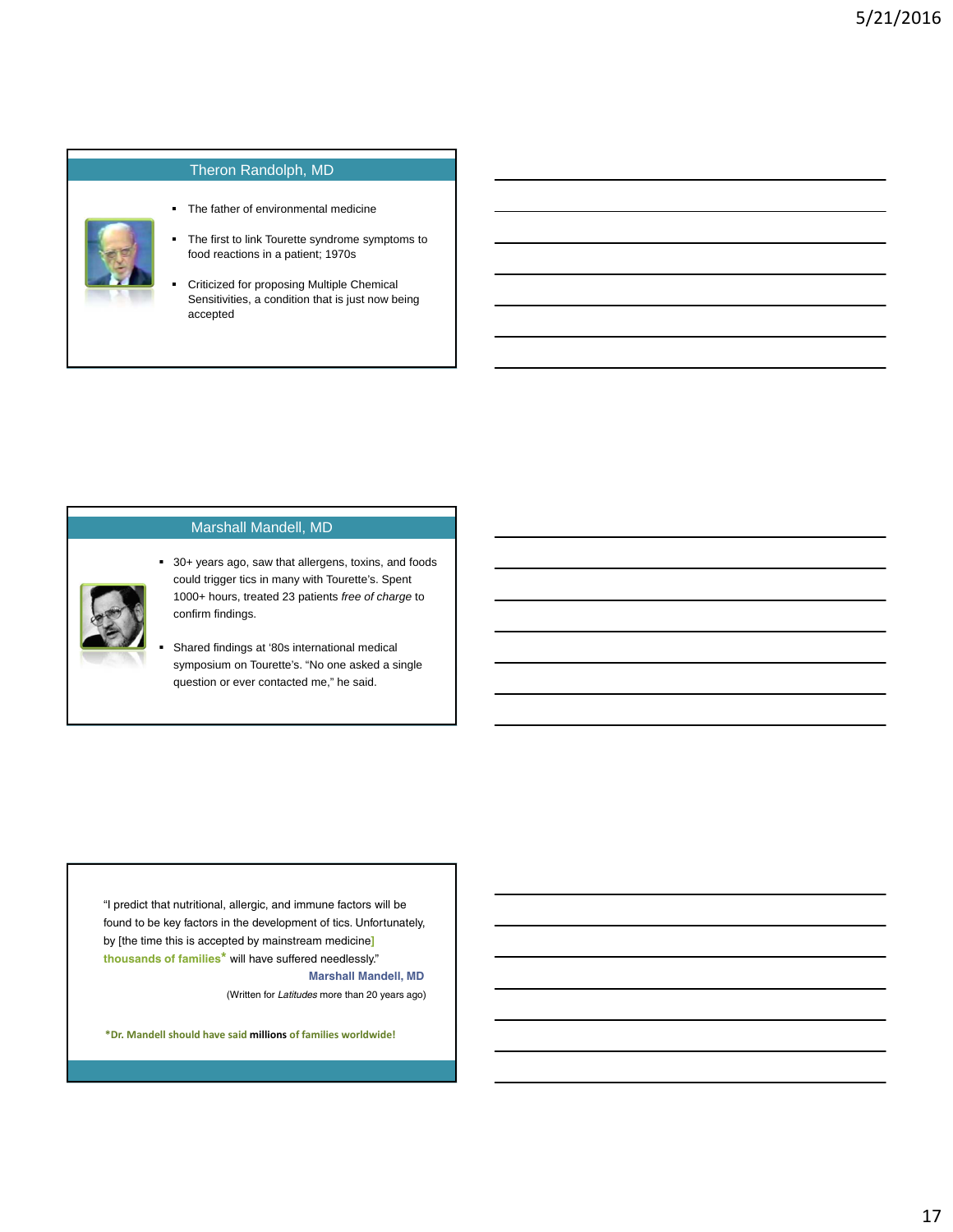## Theron Randolph, MD

- The father of environmental medicine
- The first to link Tourette syndrome symptoms to food reactions in a patient; 1970s
- Criticized for proposing Multiple Chemical Sensitivities, a condition that is just now being accepted

## Marshall Mandell, MD

- 30+ years ago, saw that allergens, toxins, and foods could trigger tics in many with Tourette's. Spent 1000+ hours, treated 23 patients *free of charge* to confirm findings.
- Shared findings at '80s international medical symposium on Tourette's. "No one asked a single question or ever contacted me," he said.

"I predict that nutritional, allergic, and immune factors will be found to be key factors in the development of tics. Unfortunately, by [the time this is accepted by mainstream medicine] **thousands of families*** will have suffered needlessly."

**Marshall Mandell, MD**

(Written for *Latitudes* more than 20 years ago)

***Dr. Mandell should have said millions of families worldwide!**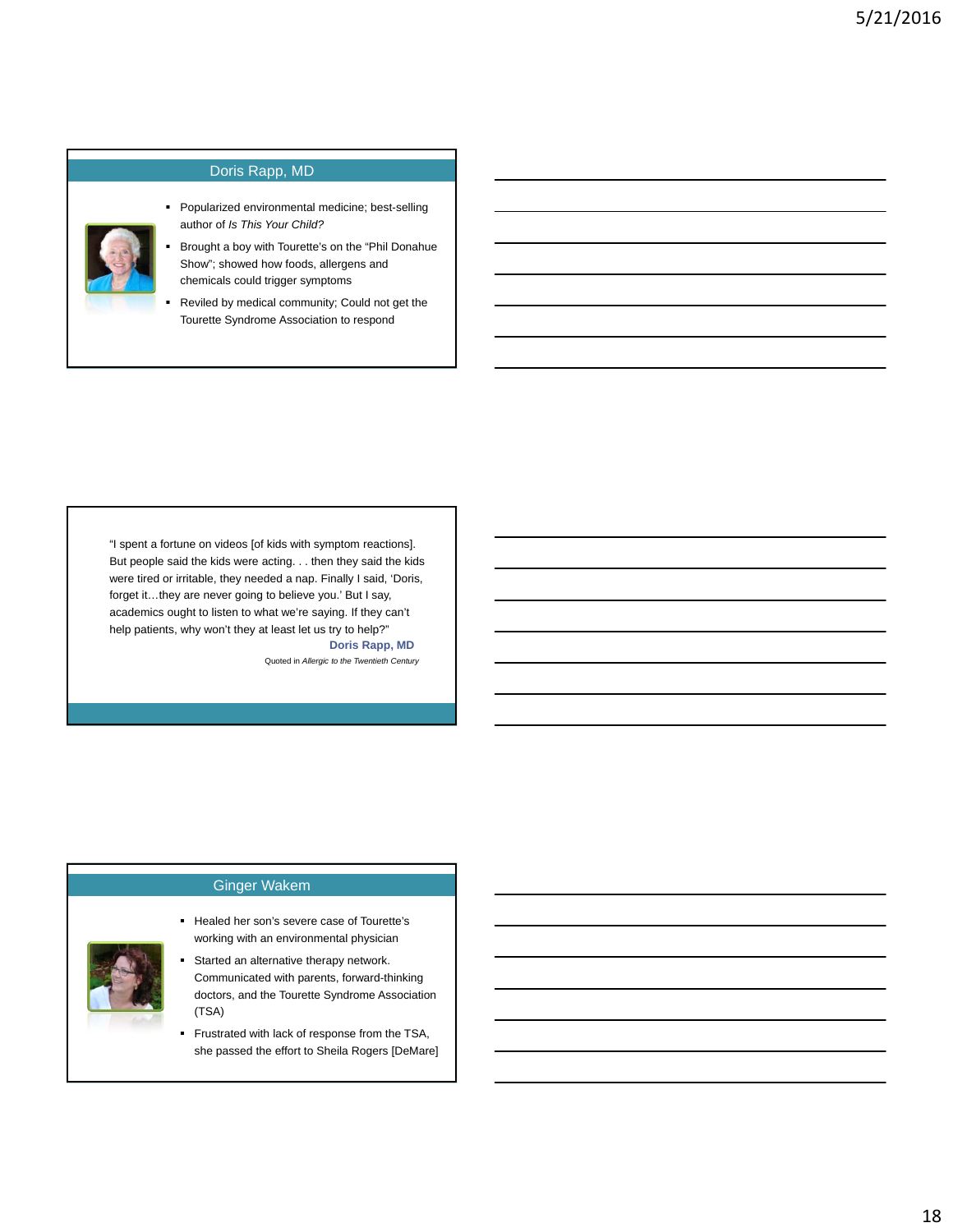## Doris Rapp, MD

- Popularized environmental medicine; best-selling author of *Is This Your Child?*
- Brought a boy with Tourette's on the "Phil Donahue Show"; showed how foods, allergens and chemicals could trigger symptoms
- Reviled by medical community; Could not get the Tourette Syndrome Association to respond

"I spent a fortune on videos [of kids with symptom reactions]. But people said the kids were acting. . . then they said the kids were tired or irritable, they needed a nap. Finally I said, 'Doris, forget it…they are never going to believe you.' But I say, academics ought to listen to what we're saying. If they can't help patients, why won't they at least let us try to help?"

**Doris Rapp, MD**

Quoted in *Allergic to the Twentieth Century*

## Ginger Wakem

- Healed her son's severe case of Tourette's working with an environmental physician
- Started an alternative therapy network. Communicated with parents, forward-thinking doctors, and the Tourette Syndrome Association (TSA)
- Frustrated with lack of response from the TSA, she passed the effort to Sheila Rogers [DeMare]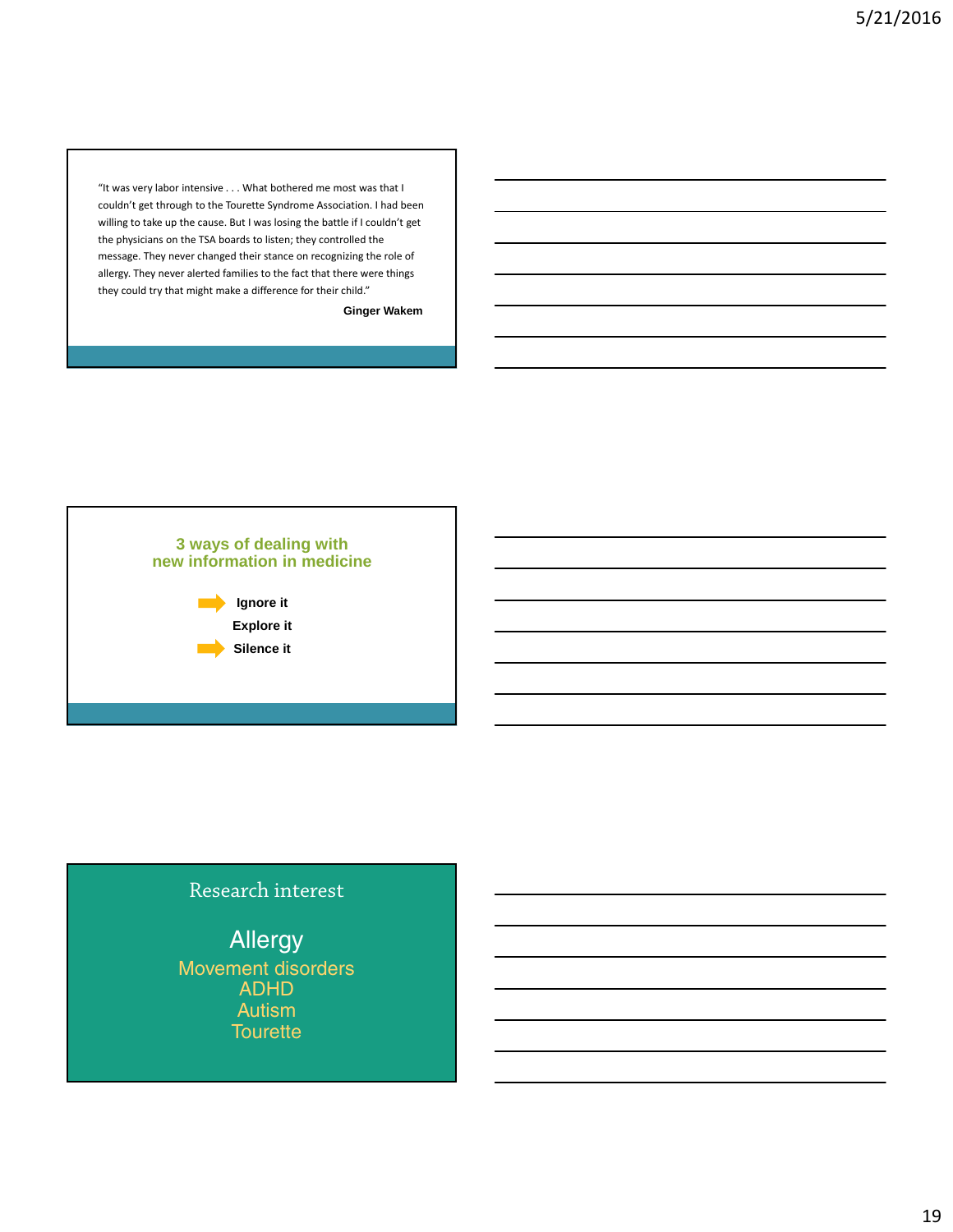"It was very labor intensive . . . What bothered me most was that I couldn't get through to the Tourette Syndrome Association. I had been willing to take up the cause. But I was losing the battle if I couldn't get the physicians on the TSA boards to listen; they controlled the message. They never changed their stance on recognizing the role of allergy. They never alerted families to the fact that there were things they could try that might make a difference for their child."

**Ginger Wakem**

## 3 ways of dealing with new information in medicine

- **Ignore it**
- **Explore it**
- **Silence it**

## Research interest

Allergy

Movement disorders
ADHD
Autism
Tourette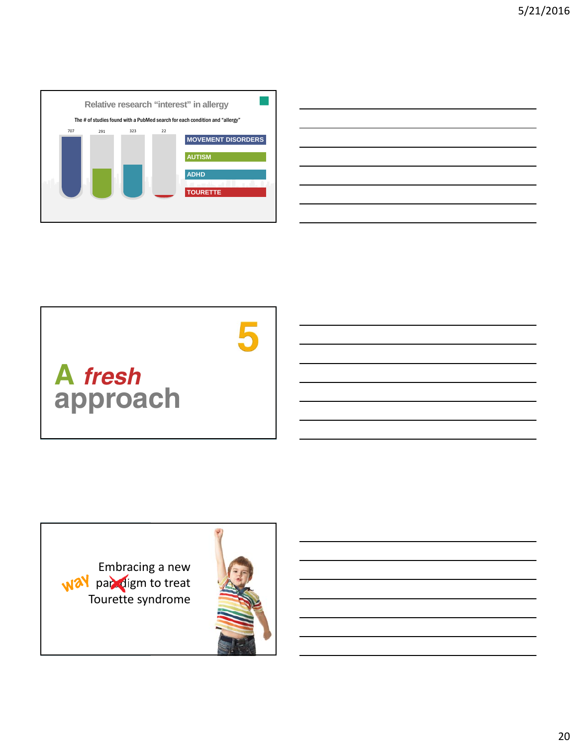## Relative research "interest" in allergy

The # of studies found with a PubMed search for each condition and "allergy"

| Condition | # of studies |
| --- | --- |
| MOVEMENT DISORDERS | 707 |
| AUTISM | 291 |
| ADHD | 323 |
| TOURETTE | 22 |

---

5

# A *fresh* approach

---

Embracing a new way ~~paradigm~~ to treat Tourette syndrome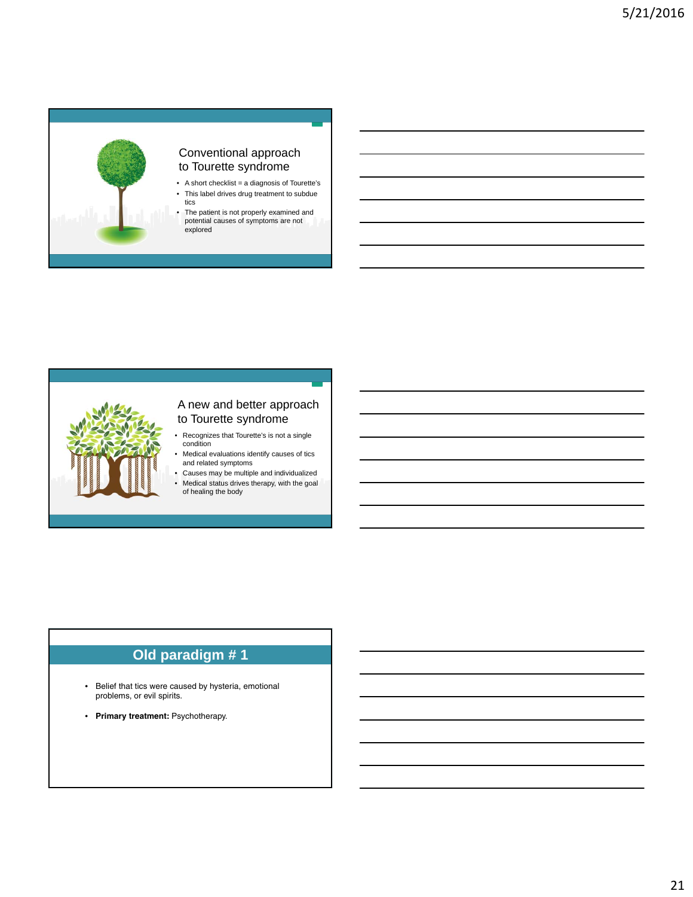## Conventional approach to Tourette syndrome

- A short checklist = a diagnosis of Tourette's
- This label drives drug treatment to subdue tics
- The patient is not properly examined and potential causes of symptoms are not explored

## A new and better approach to Tourette syndrome

- Recognizes that Tourette's is not a single condition
- Medical evaluations identify causes of tics and related symptoms
- Causes may be multiple and individualized
- Medical status drives therapy, with the goal of healing the body

## Old paradigm # 1

- Belief that tics were caused by hysteria, emotional problems, or evil spirits.
- **Primary treatment:** Psychotherapy.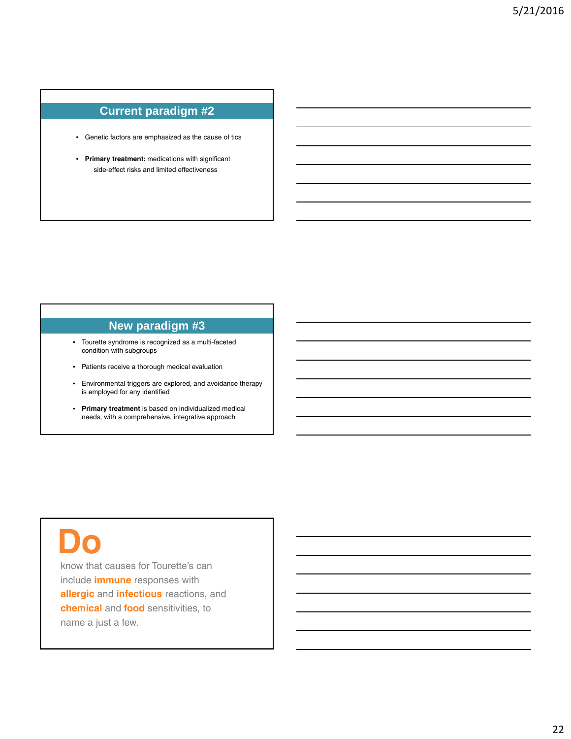## Current paradigm #2

- Genetic factors are emphasized as the cause of tics
- **Primary treatment:** medications with significant side-effect risks and limited effectiveness

## New paradigm #3

- Tourette syndrome is recognized as a multi-faceted condition with subgroups
- Patients receive a thorough medical evaluation
- Environmental triggers are explored, and avoidance therapy is employed for any identified
- **Primary treatment** is based on individualized medical needs, with a comprehensive, integrative approach

## Do

know that causes for Tourette's can include **immune** responses with **allergic** and **infectious** reactions, and **chemical** and **food** sensitivities, to name a just a few.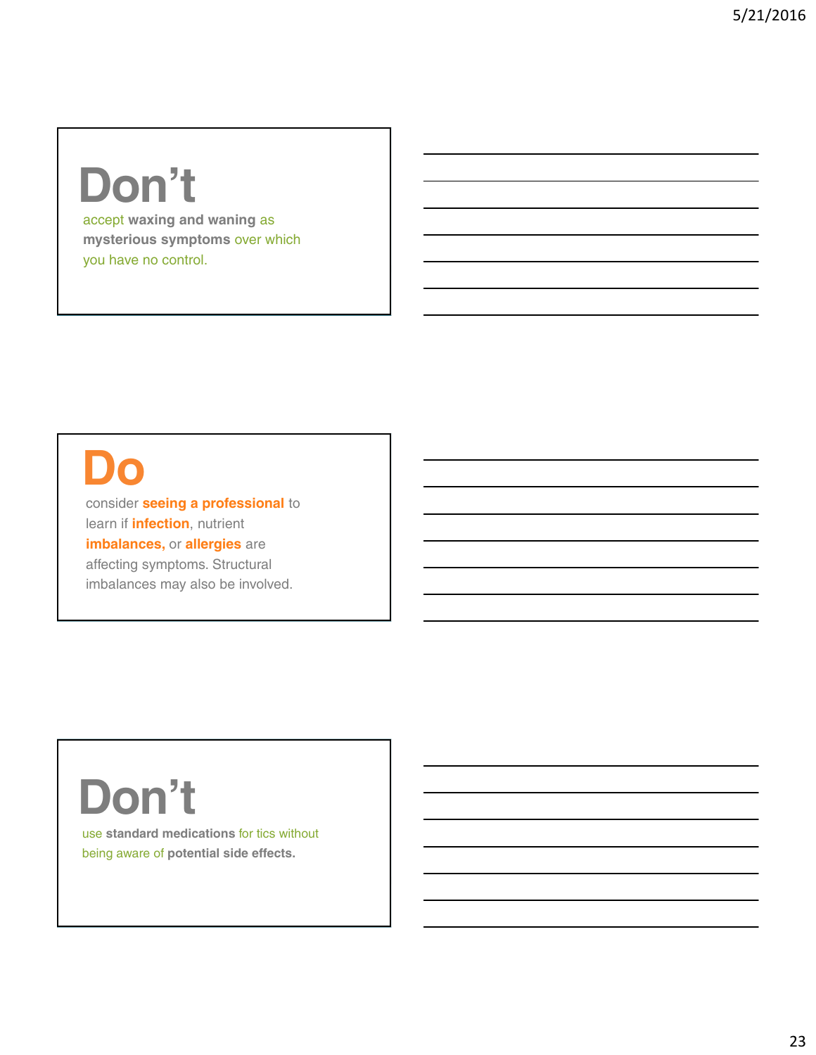## Don't

accept **waxing and waning** as **mysterious symptoms** over which you have no control.

## Do

consider **seeing a professional** to learn if **infection**, nutrient **imbalances,** or **allergies** are affecting symptoms. Structural imbalances may also be involved.

## Don't

use **standard medications** for tics without being aware of **potential side effects.**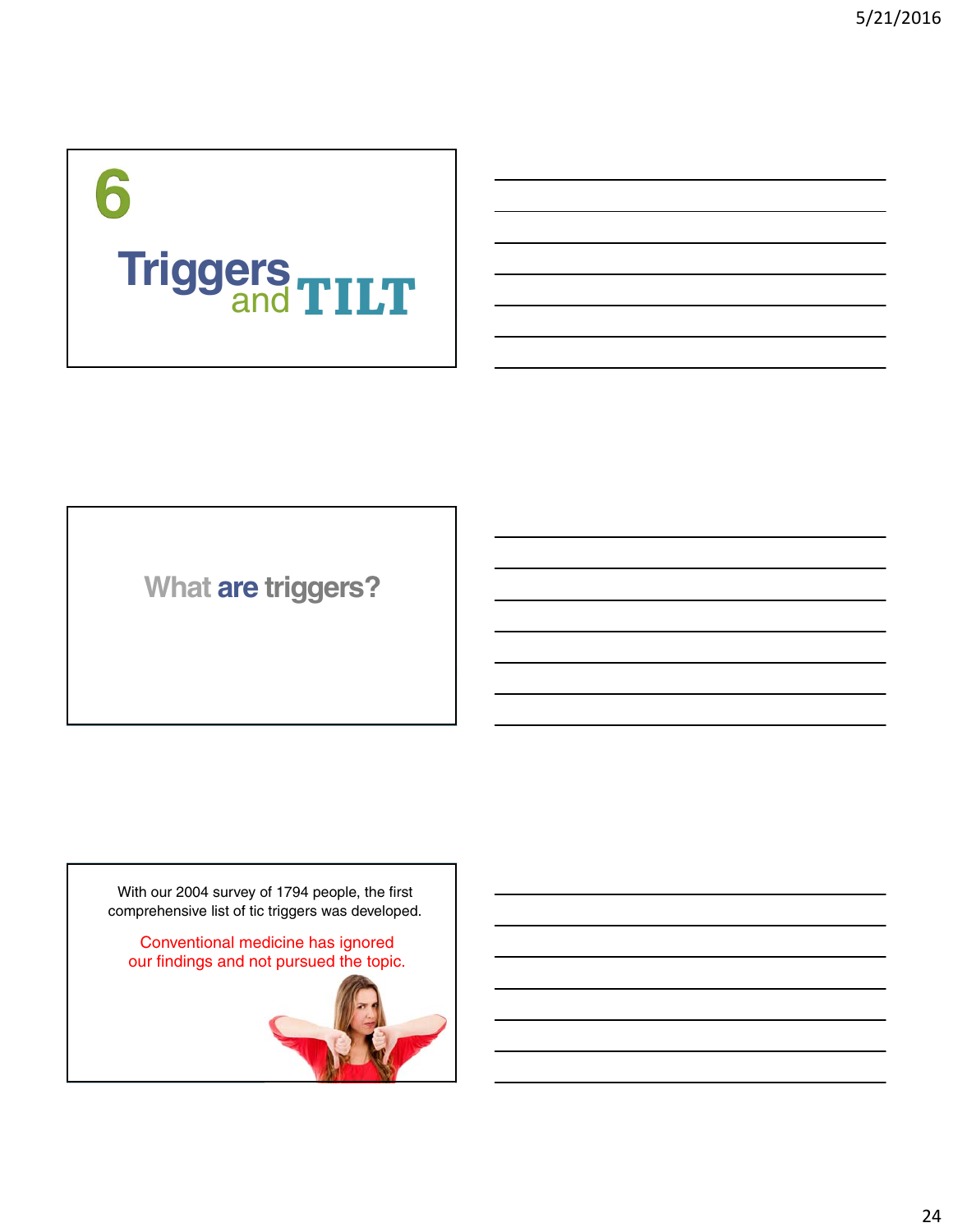# 6

## Triggers and TILT

## What are triggers?

With our 2004 survey of 1794 people, the first comprehensive list of tic triggers was developed.

Conventional medicine has ignored our findings and not pursued the topic.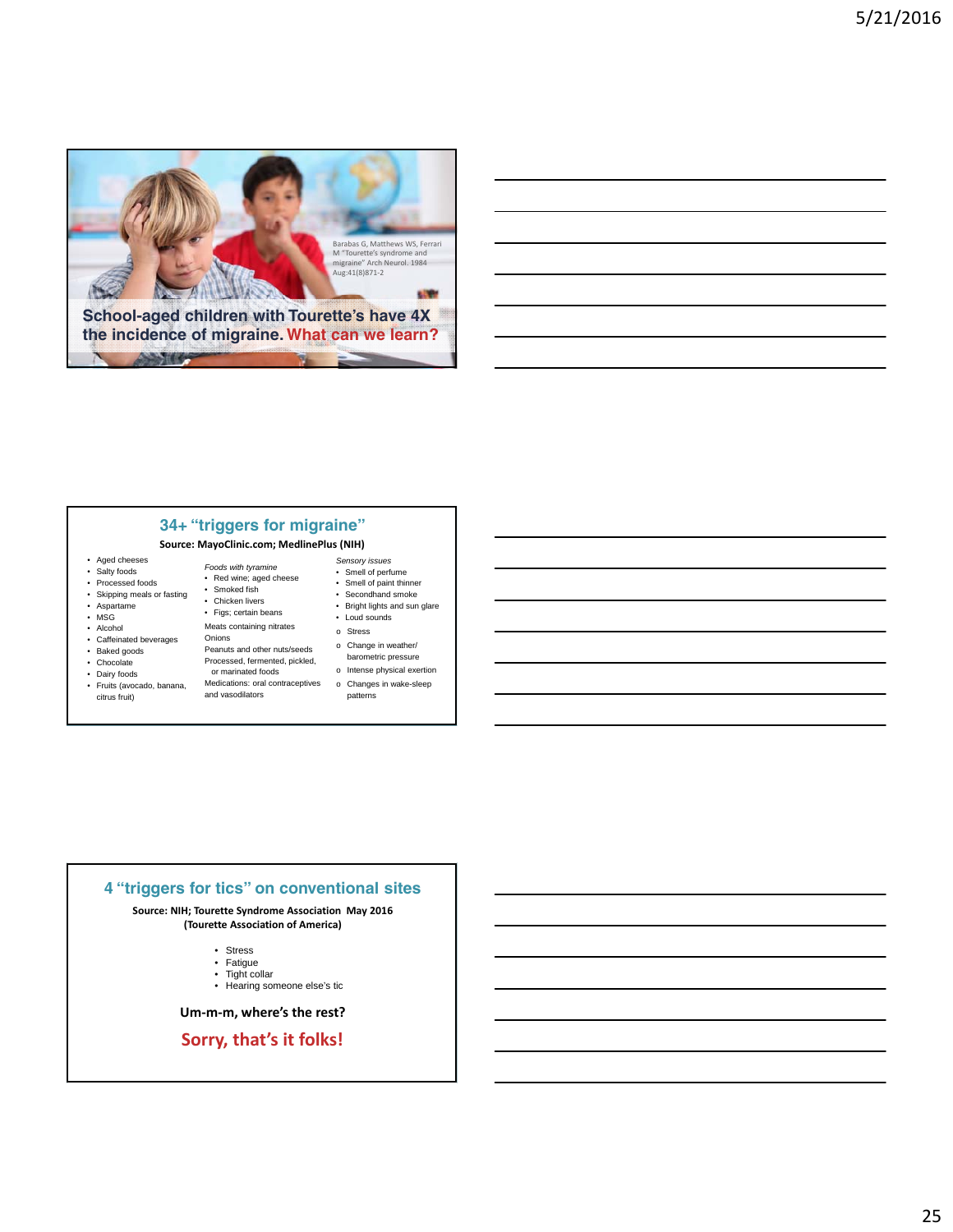Barabas G, Matthews WS, Ferrari M "Tourette's syndrome and migraine" Arch Neurol. 1984 Aug;41(8)871-2

**School-aged children with Tourette's have 4X the incidence of migraine. What can we learn?**

## 34+ "triggers for migraine"

**Source: MayoClinic.com; MedlinePlus (NIH)**

- Aged cheeses
- Salty foods
- Processed foods
- Skipping meals or fasting
- Aspartame
- MSG
- Alcohol
- Caffeinated beverages
- Baked goods
- Chocolate
- Dairy foods
- Fruits (avocado, banana, citrus fruit)

*Foods with tyramine*

- Red wine; aged cheese
- Smoked fish
- Chicken livers
- Figs; certain beans

Meats containing nitrates

Onions

Peanuts and other nuts/seeds

Processed, fermented, pickled, or marinated foods

Medications: oral contraceptives and vasodilators

*Sensory issues*

- Smell of perfume
- Smell of paint thinner
- Secondhand smoke
- Bright lights and sun glare
- Loud sounds

- o Stress
- o Change in weather/ barometric pressure
- o Intense physical exertion
- o Changes in wake-sleep patterns

## 4 "triggers for tics" on conventional sites

**Source: NIH; Tourette Syndrome Association May 2016 (Tourette Association of America)**

- Stress
- Fatigue
- Tight collar
- Hearing someone else's tic

**Um-m-m, where's the rest?**

**Sorry, that's it folks!**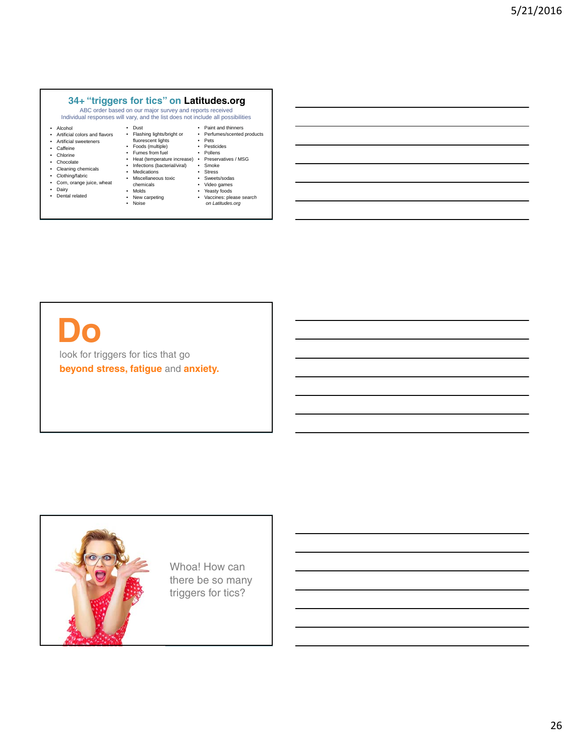## 34+ "triggers for tics" on Latitudes.org

ABC order based on our major survey and reports received
Individual responses will vary, and the list does not include all possibilities

- Alcohol
- Artificial colors and flavors
- Artificial sweeteners
- Caffeine
- Chlorine
- Chocolate
- Cleaning chemicals
- Clothing/fabric
- Corn, orange juice, wheat
- Dairy
- Dental related
- Dust
- Flashing lights/bright or fluorescent lights
- Foods (multiple)
- Fumes from fuel
- Heat (temperature increase)
- Infections (bacterial/viral)
- Medications
- Miscellaneous toxic chemicals
- Molds
- New carpeting
- Noise
- Paint and thinners
- Perfumes/scented products
- Pets
- Pesticides
- Pollens
- Preservatives / MSG
- Smoke
- Stress
- Sweets/sodas
- Video games
- Yeasty foods
- Vaccines: please *search on Latitudes.org*

# Do

look for triggers for tics that go **beyond stress, fatigue** and **anxiety.**

Whoa! How can there be so many triggers for tics?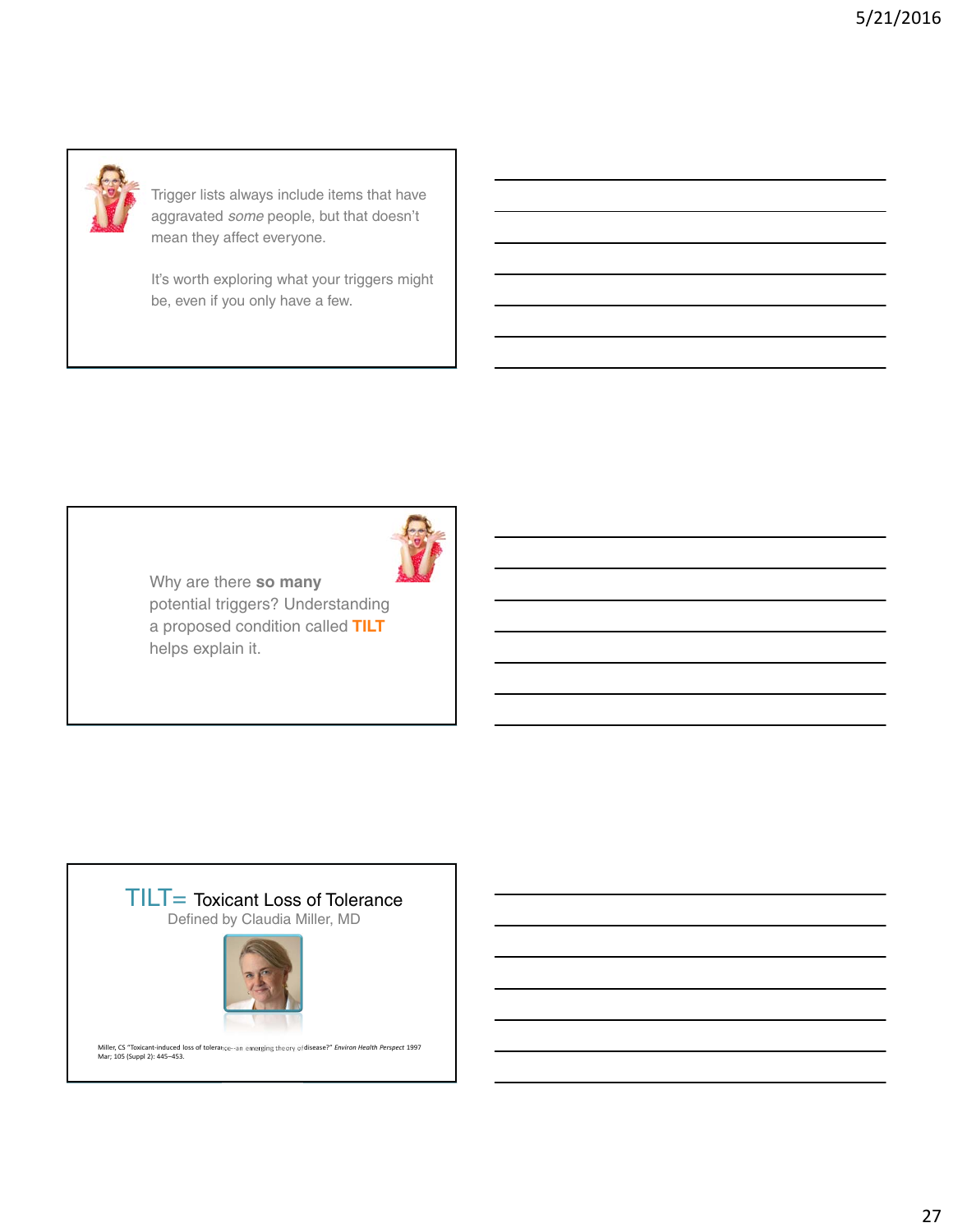Trigger lists always include items that have aggravated *some* people, but that doesn't mean they affect everyone.

It's worth exploring what your triggers might be, even if you only have a few.

Why are there **so many** potential triggers? Understanding a proposed condition called **TILT** helps explain it.

## TILT= Toxicant Loss of Tolerance

Defined by Claudia Miller, MD

Miller, CS "Toxicant-induced loss of tolerance--an emerging theory of disease?" *Environ Health Perspect* 1997 Mar; 105 (Suppl 2): 445–453.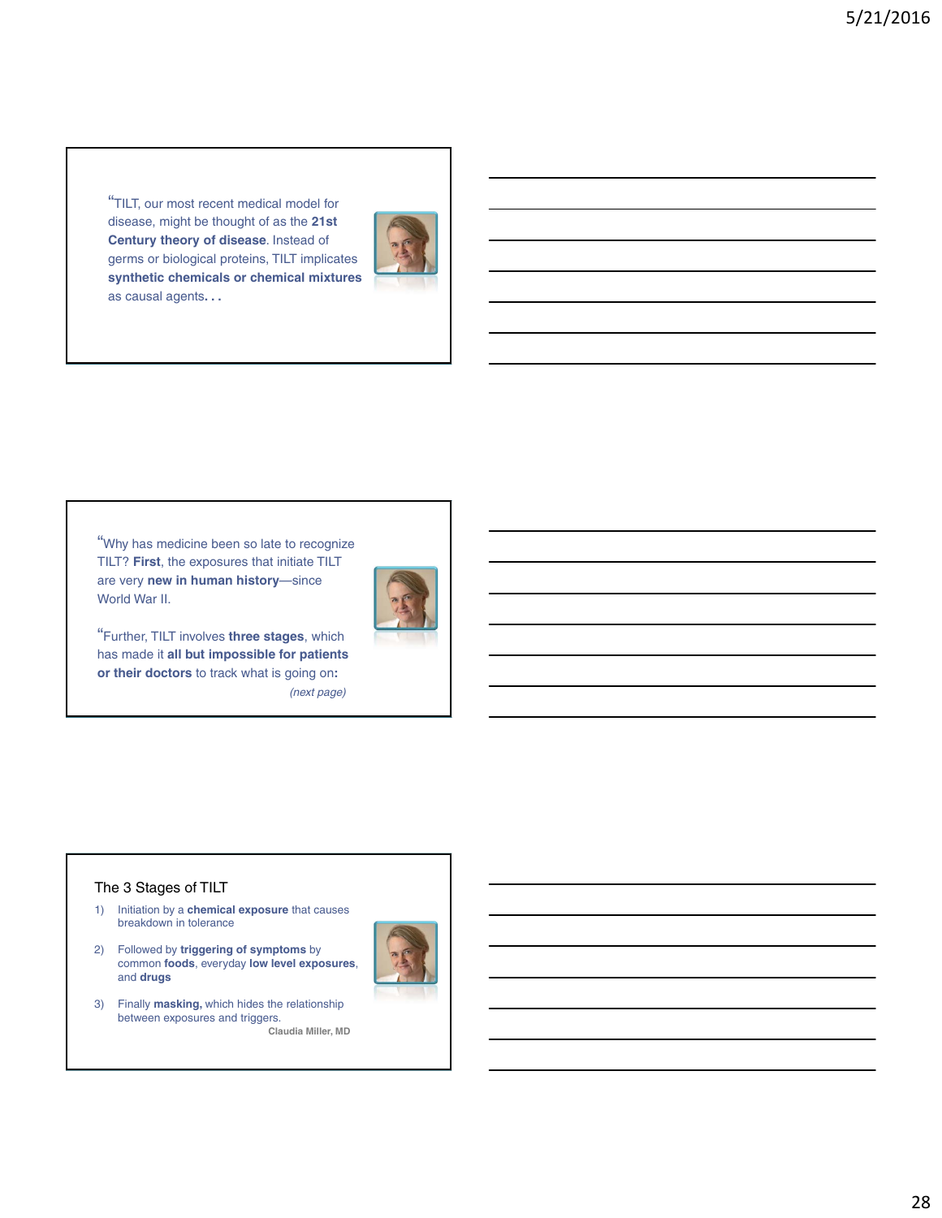"TILT, our most recent medical model for disease, might be thought of as the **21st Century theory of disease**. Instead of germs or biological proteins, TILT implicates **synthetic chemicals or chemical mixtures** as causal agents**. . .**

---

"Why has medicine been so late to recognize TILT? **First**, the exposures that initiate TILT are very **new in human history**—since World War II.

"Further, TILT involves **three stages**, which has made it **all but impossible for patients or their doctors** to track what is going on**:**

*(next page)*

---

## The 3 Stages of TILT

1) Initiation by a **chemical exposure** that causes breakdown in tolerance
2) Followed by **triggering of symptoms** by common **foods**, everyday **low level exposures**, and **drugs**
3) Finally **masking,** which hides the relationship between exposures and triggers.

**Claudia Miller, MD**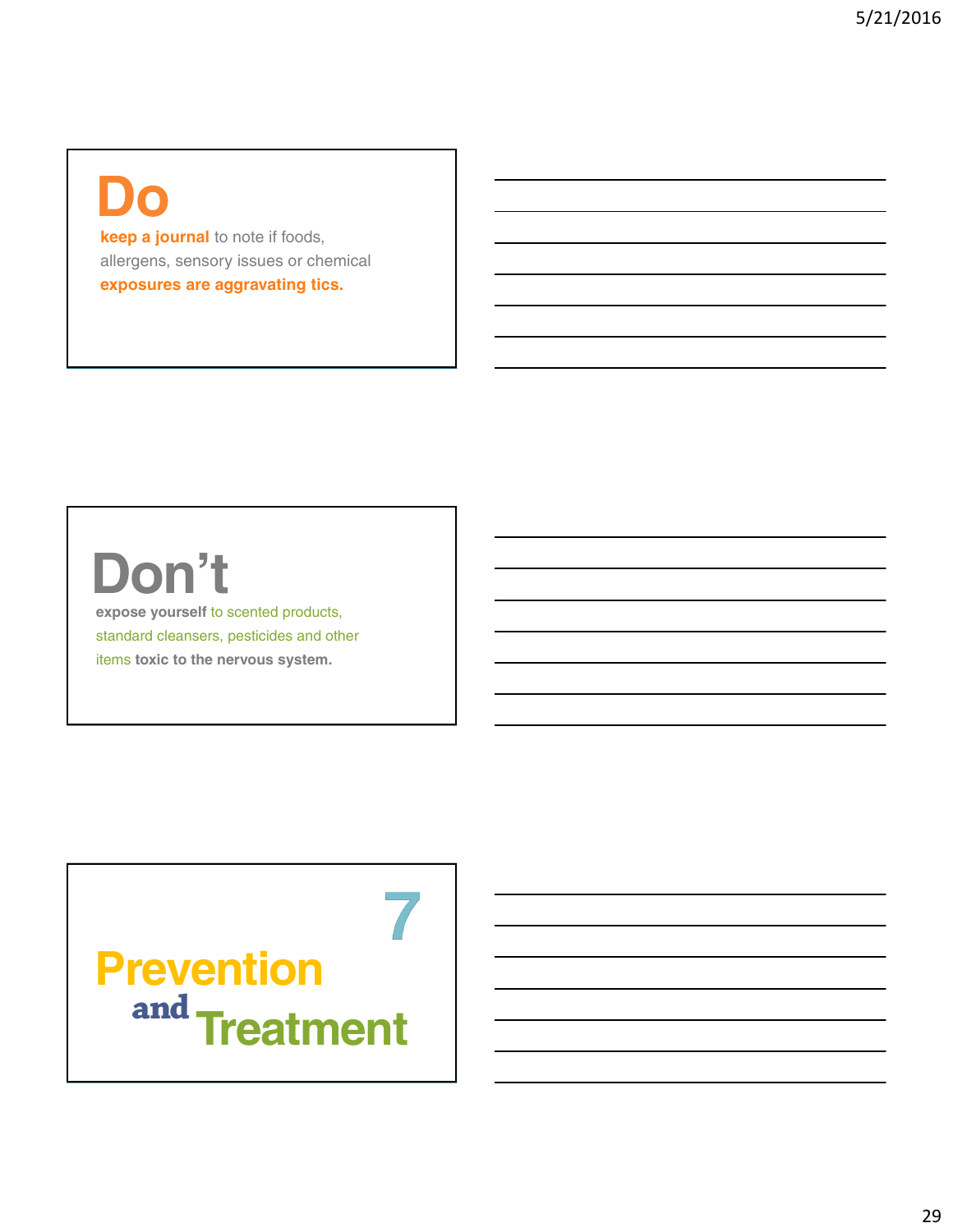## Do

**keep a journal** to note if foods, allergens, sensory issues or chemical **exposures are aggravating tics.**

## Don't

**expose yourself** to scented products, standard cleansers, pesticides and other items **toxic to the nervous system.**

## 7

# Prevention and Treatment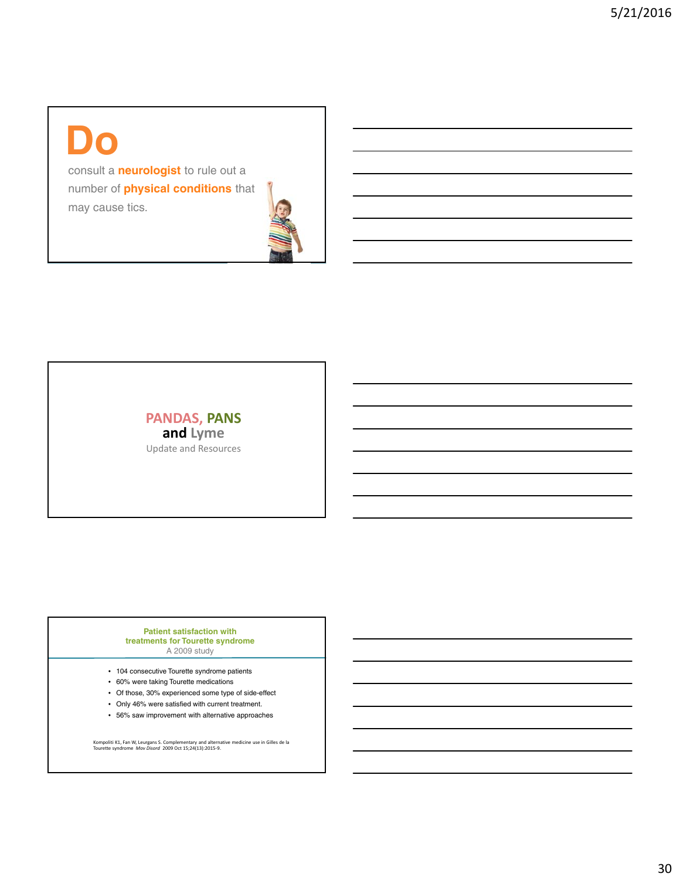# Do

consult a **neurologist** to rule out a number of **physical conditions** that may cause tics.

## PANDAS, PANS and Lyme

Update and Resources

## Patient satisfaction with treatments for Tourette syndrome

A 2009 study

- 104 consecutive Tourette syndrome patients
- 60% were taking Tourette medications
- Of those, 30% experienced some type of side-effect
- Only 46% were satisfied with current treatment.
- 56% saw improvement with alternative approaches

Kompoliti K1, Fan W, Leurgans S. Complementary and alternative medicine use in Gilles de la Tourette syndrome *Mov Disord* 2009 Oct 15;24(13):2015-9.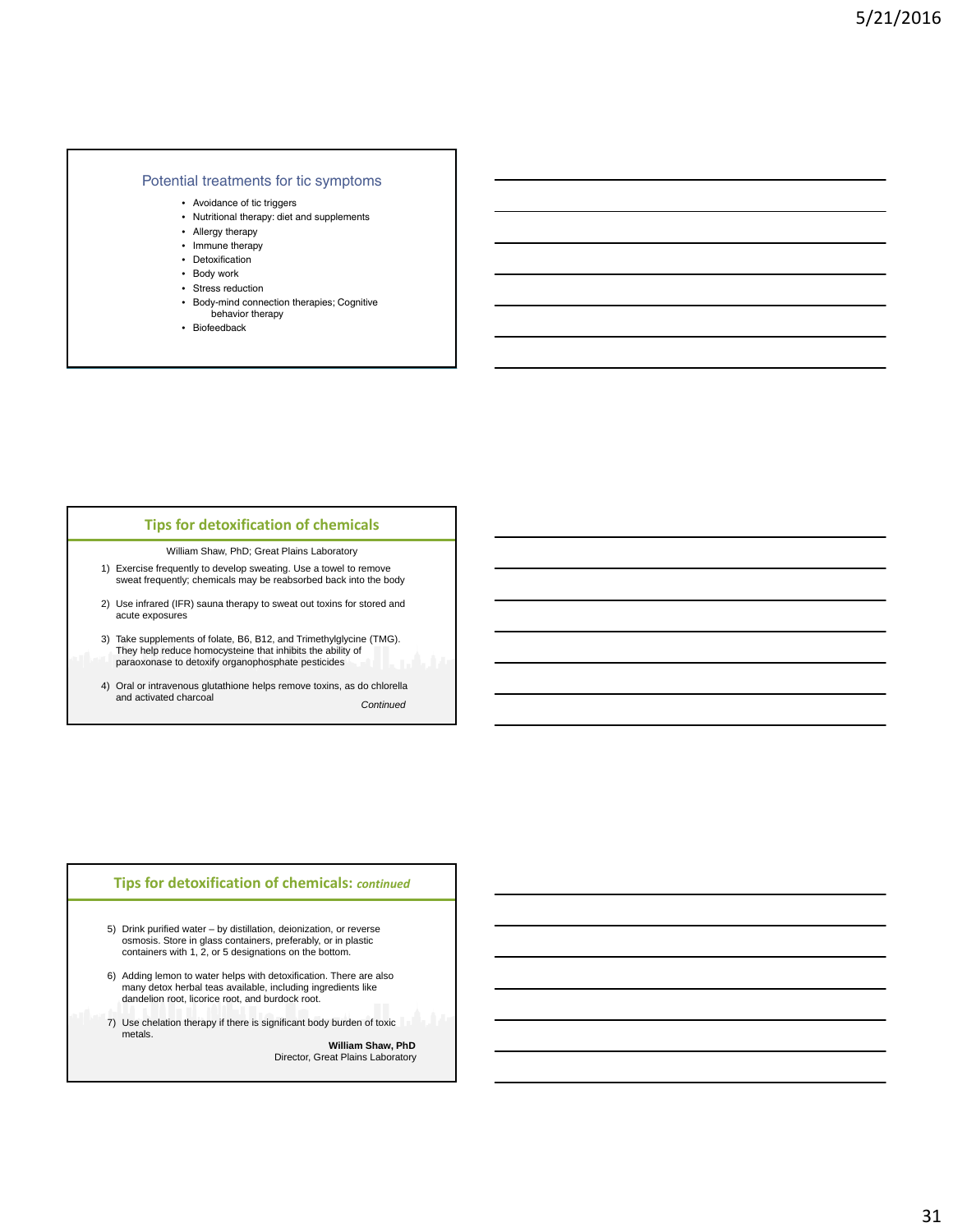## Potential treatments for tic symptoms

- Avoidance of tic triggers
- Nutritional therapy: diet and supplements
- Allergy therapy
- Immune therapy
- Detoxification
- Body work
- Stress reduction
- Body-mind connection therapies; Cognitive behavior therapy
- Biofeedback

## Tips for detoxification of chemicals

William Shaw, PhD; Great Plains Laboratory

1) Exercise frequently to develop sweating. Use a towel to remove sweat frequently; chemicals may be reabsorbed back into the body
2) Use infrared (IFR) sauna therapy to sweat out toxins for stored and acute exposures
3) Take supplements of folate, B6, B12, and Trimethylglycine (TMG). They help reduce homocysteine that inhibits the ability of paraoxonase to detoxify organophosphate pesticides
4) Oral or intravenous glutathione helps remove toxins, as do chlorella and activated charcoal

*Continued*

## Tips for detoxification of chemicals: *continued*

5) Drink purified water – by distillation, deionization, or reverse osmosis. Store in glass containers, preferably, or in plastic containers with 1, 2, or 5 designations on the bottom.
6) Adding lemon to water helps with detoxification. There are also many detox herbal teas available, including ingredients like dandelion root, licorice root, and burdock root.
7) Use chelation therapy if there is significant body burden of toxic metals.

**William Shaw, PhD**
Director, Great Plains Laboratory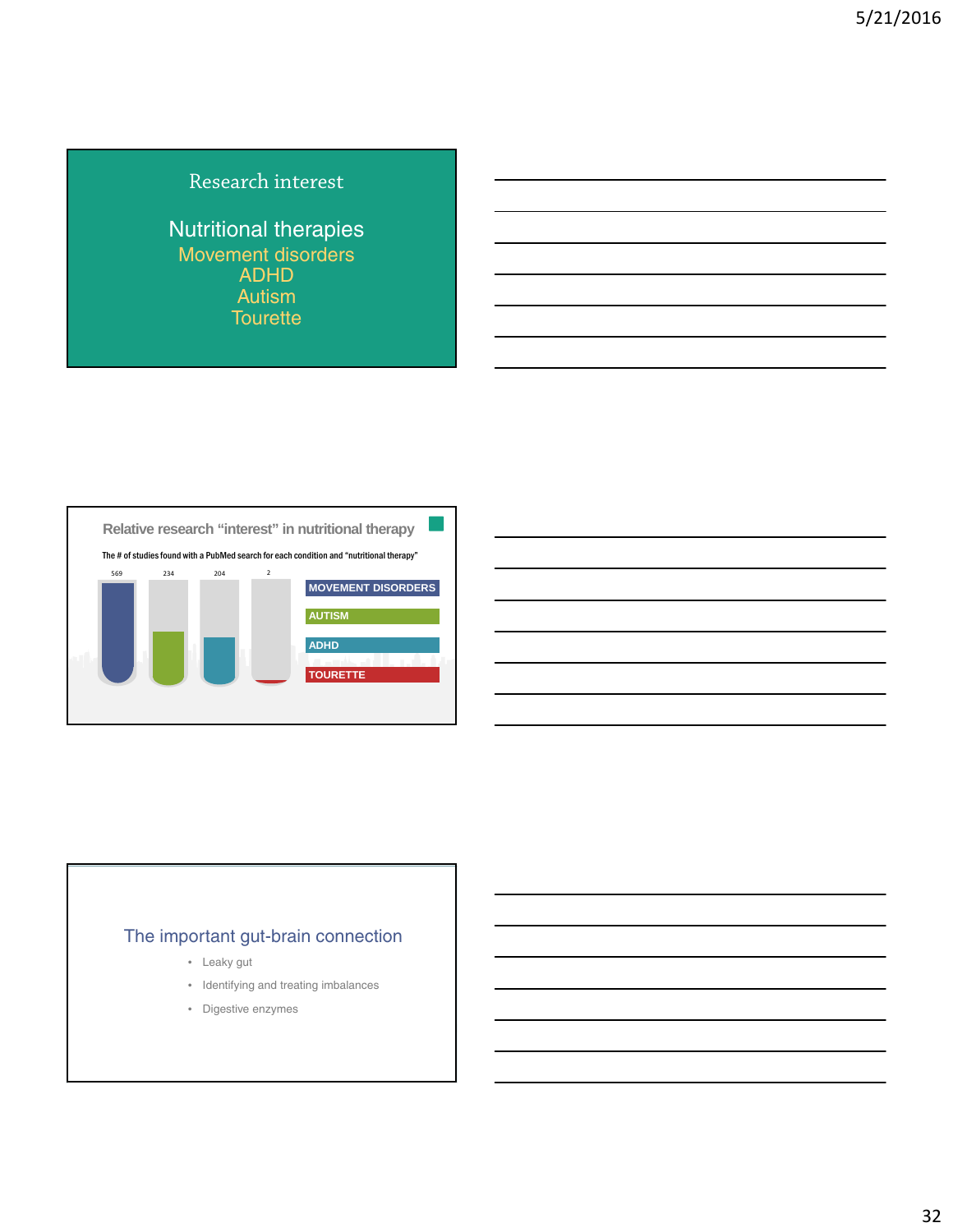## Research interest

### Nutritional therapies

Movement disorders
ADHD
Autism
Tourette

## Relative research "interest" in nutritional therapy

The # of studies found with a PubMed search for each condition and "nutritional therapy"

| Condition | # of studies |
|---|---|
| MOVEMENT DISORDERS | 569 |
| AUTISM | 234 |
| ADHD | 204 |
| TOURETTE | 2 |

## The important gut-brain connection

- Leaky gut
- Identifying and treating imbalances
- Digestive enzymes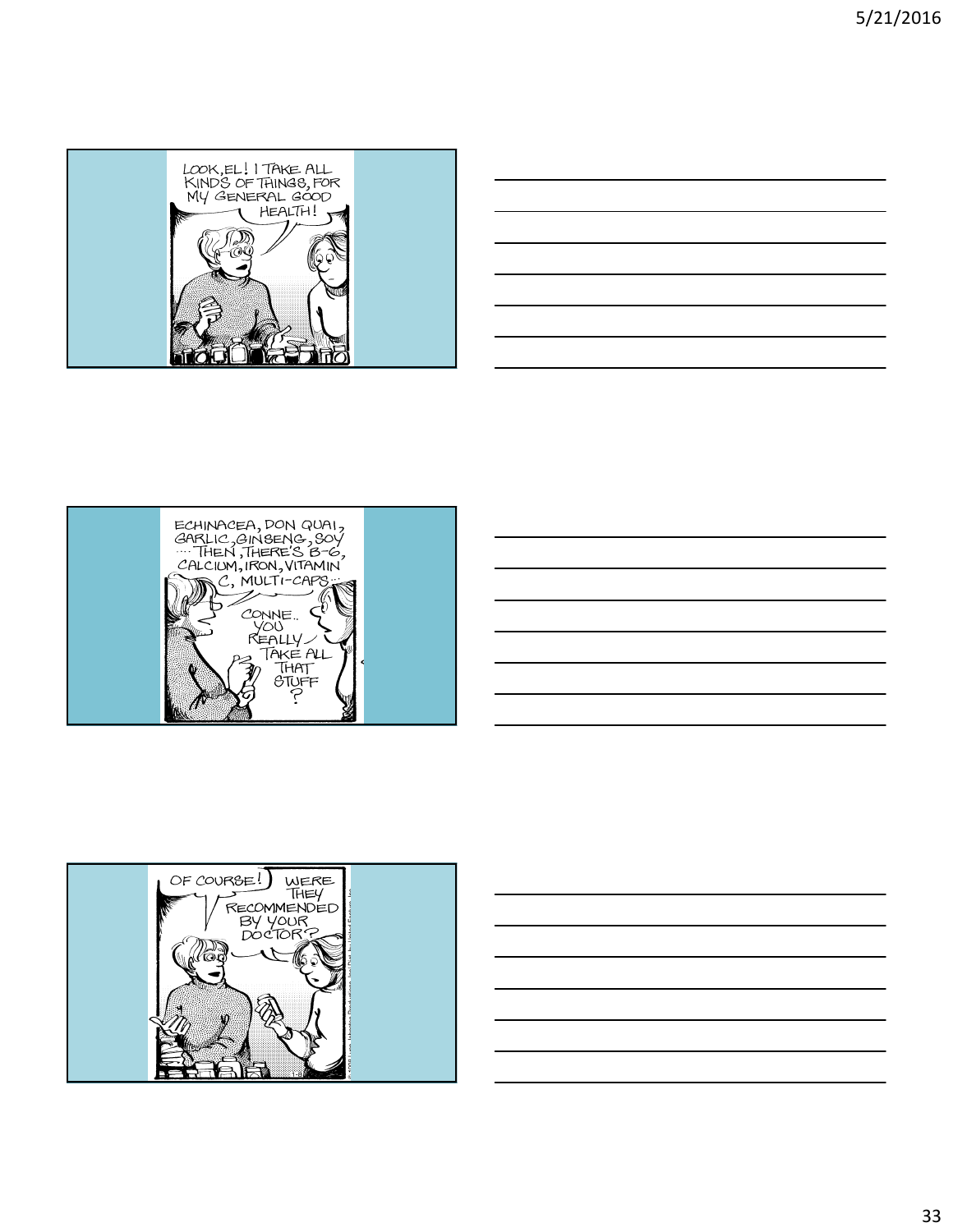LOOK, EL! I TAKE ALL KINDS OF THINGS, FOR MY GENERAL GOOD HEALTH!

ECHINACEA, DON QUAI, GARLIC, GINSENG, SOY .... THEN, THERE'S B-6, CALCIUM, IRON, VITAMIN C, MULTI-CAPS...

CONNE.. YOU REALLY TAKE ALL THAT STUFF?

OF COURSE!

WERE THEY RECOMMENDED BY YOUR DOCTOR?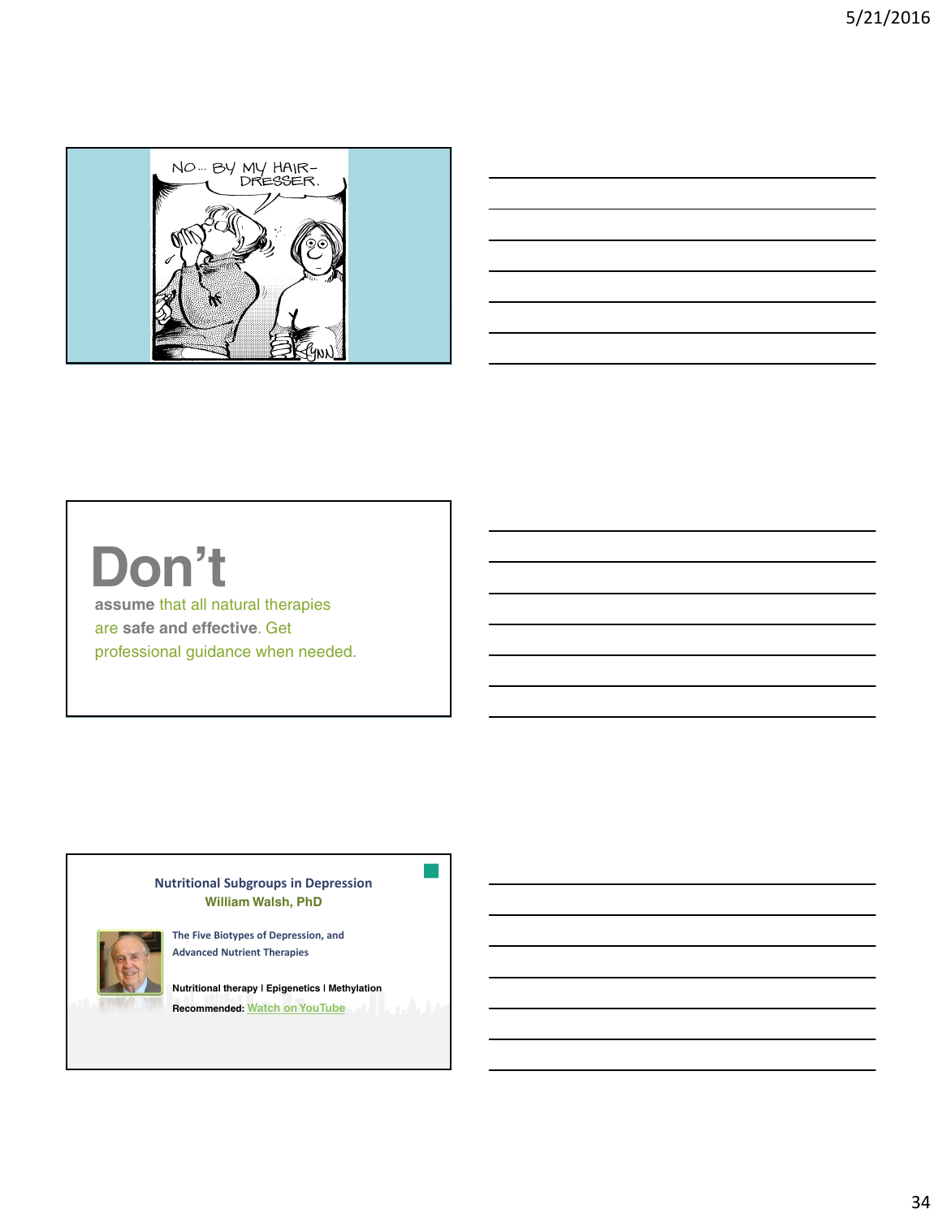NO... BY MY HAIR-DRESSER.

# Don't

**assume** that all natural therapies are **safe and effective**. Get professional guidance when needed.

## Nutritional Subgroups in Depression
### William Walsh, PhD

The Five Biotypes of Depression, and Advanced Nutrient Therapies

**Nutritional therapy | Epigenetics | Methylation**

**Recommended:** Watch on YouTube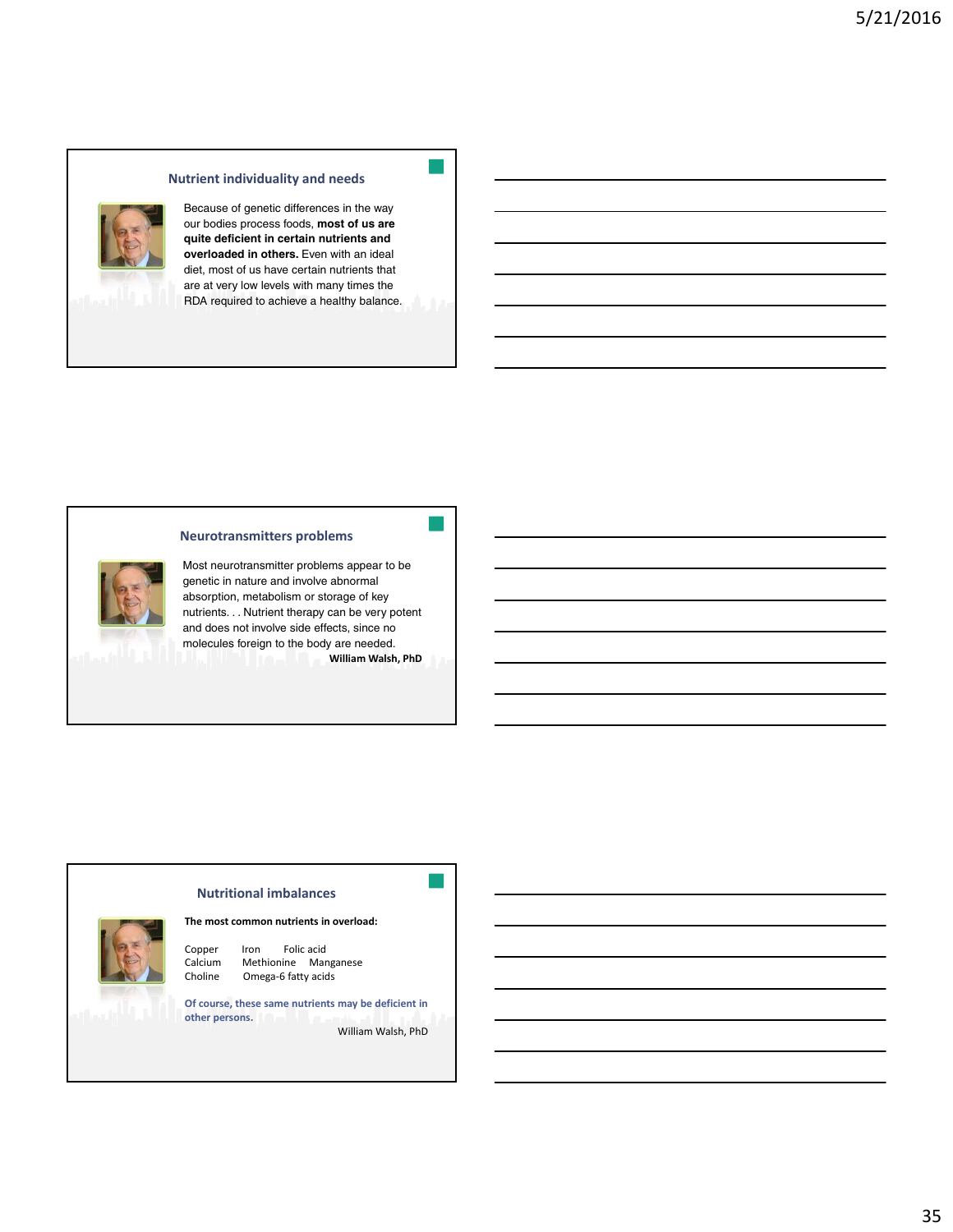## Nutrient individuality and needs

Because of genetic differences in the way our bodies process foods, **most of us are quite deficient in certain nutrients and overloaded in others.** Even with an ideal diet, most of us have certain nutrients that are at very low levels with many times the RDA required to achieve a healthy balance.

## Neurotransmitters problems

Most neurotransmitter problems appear to be genetic in nature and involve abnormal absorption, metabolism or storage of key nutrients. . . Nutrient therapy can be very potent and does not involve side effects, since no molecules foreign to the body are needed.

**William Walsh, PhD**

## Nutritional imbalances

**The most common nutrients in overload:**

Copper  Iron  Folic acid
Calcium  Methionine  Manganese
Choline  Omega-6 fatty acids

**Of course, these same nutrients may be deficient in other persons.**

William Walsh, PhD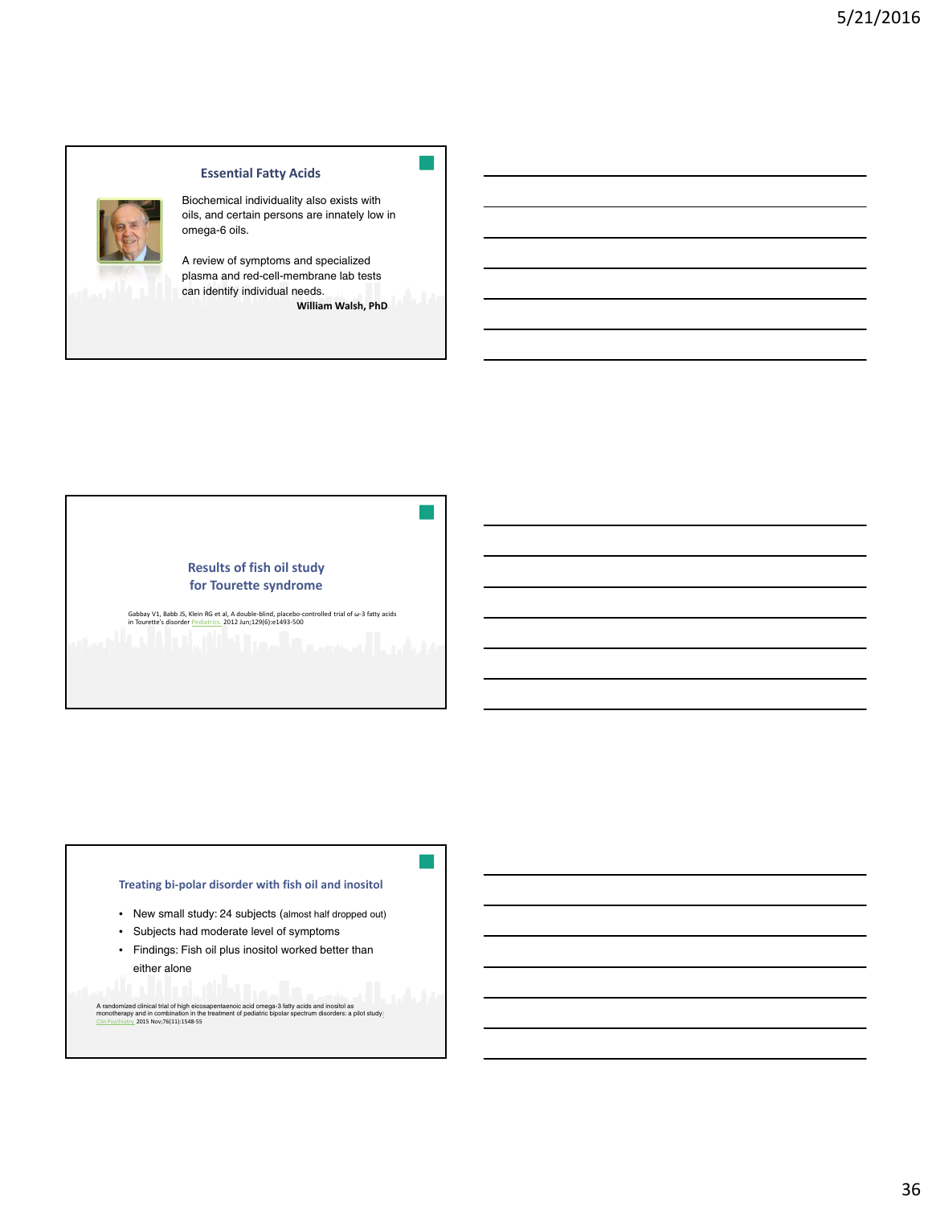## Essential Fatty Acids

Biochemical individuality also exists with oils, and certain persons are innately low in omega-6 oils.

A review of symptoms and specialized plasma and red-cell-membrane lab tests can identify individual needs.

**William Walsh, PhD**

## Results of fish oil study for Tourette syndrome

Gabbay V1, Babb JS, Klein RG et al, A double-blind, placebo-controlled trial of ω-3 fatty acids in Tourette's disorder Pediatrics. 2012 Jun;129(6):e1493-500

## Treating bi-polar disorder with fish oil and inositol

- New small study: 24 subjects (almost half dropped out)
- Subjects had moderate level of symptoms
- Findings: Fish oil plus inositol worked better than either alone

A randomized clinical trial of high eicosapentaenoic acid omega-3 fatty acids and inositol as monotherapy and in combination in the treatment of pediatric bipolar spectrum disorders: a pilot study. Clin Psychiatry. 2015 Nov;76(11):1548-55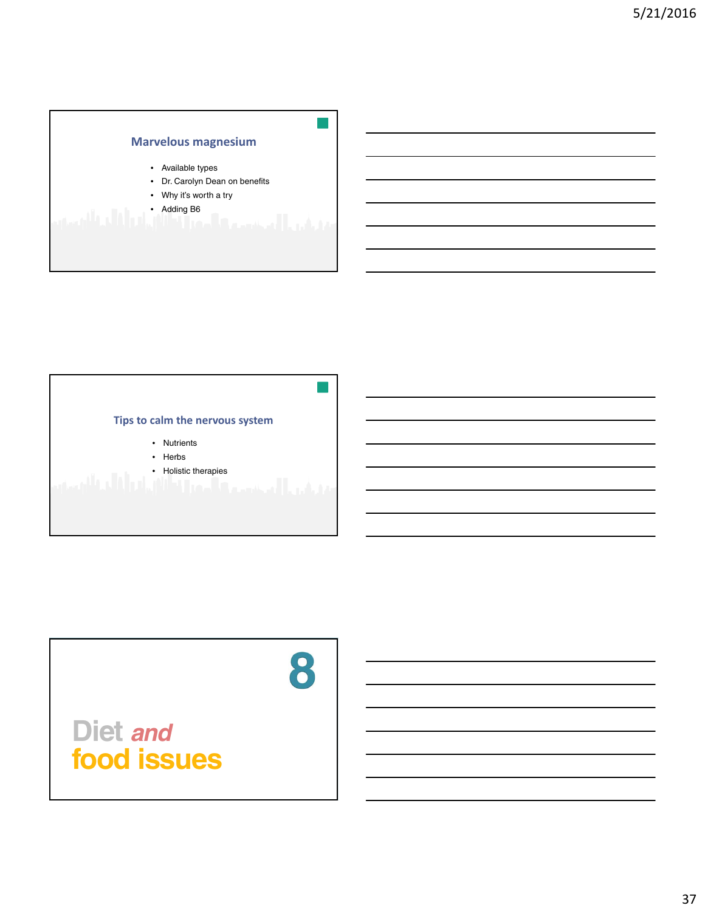## Marvelous magnesium

- Available types
- Dr. Carolyn Dean on benefits
- Why it's worth a try
- Adding B6

## Tips to calm the nervous system

- Nutrients
- Herbs
- Holistic therapies

# 8

# Diet *and* food issues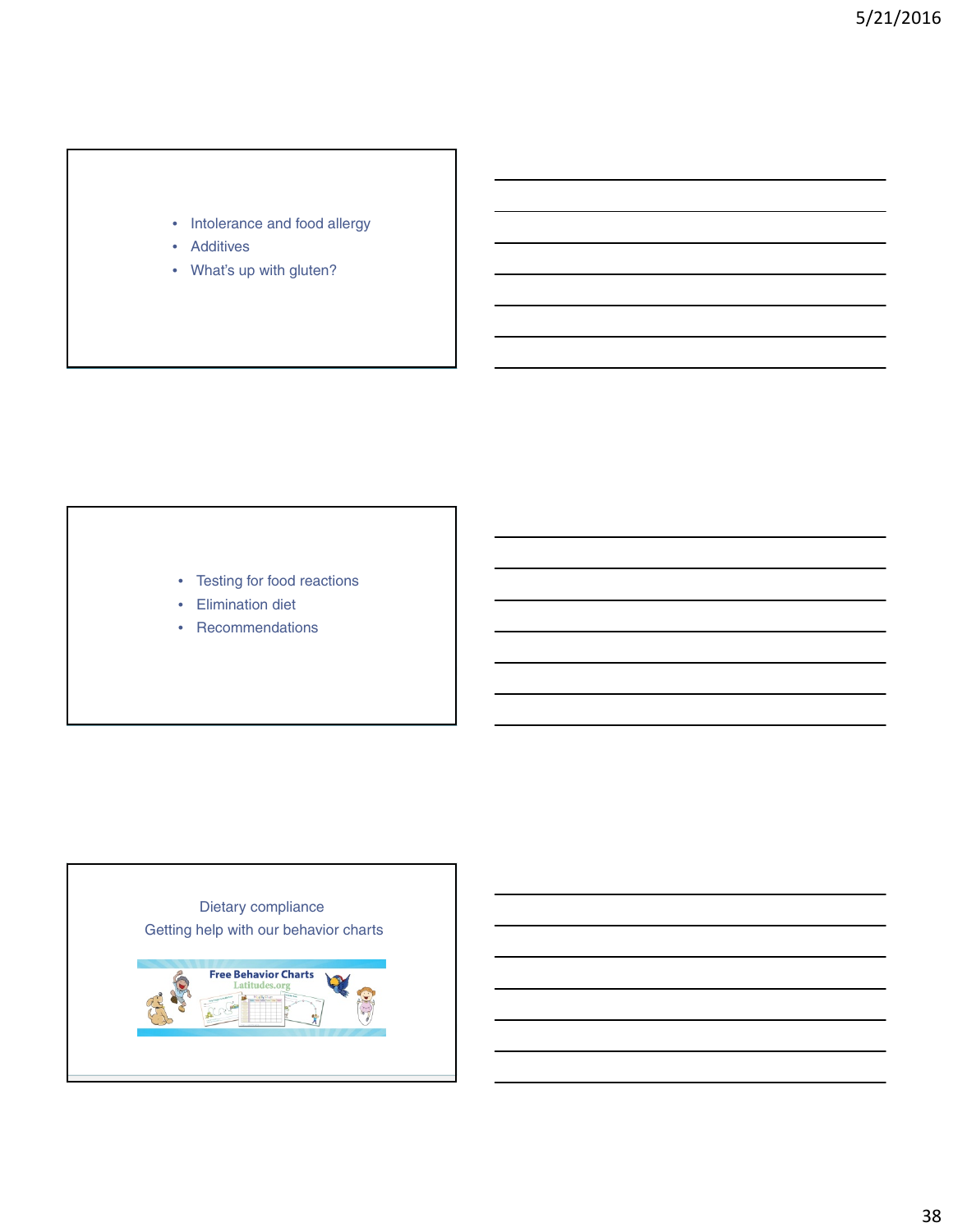- Intolerance and food allergy
- Additives
- What's up with gluten?

- Testing for food reactions
- Elimination diet
- Recommendations

Dietary compliance

Getting help with our behavior charts

Free Behavior Charts
Latitudes.org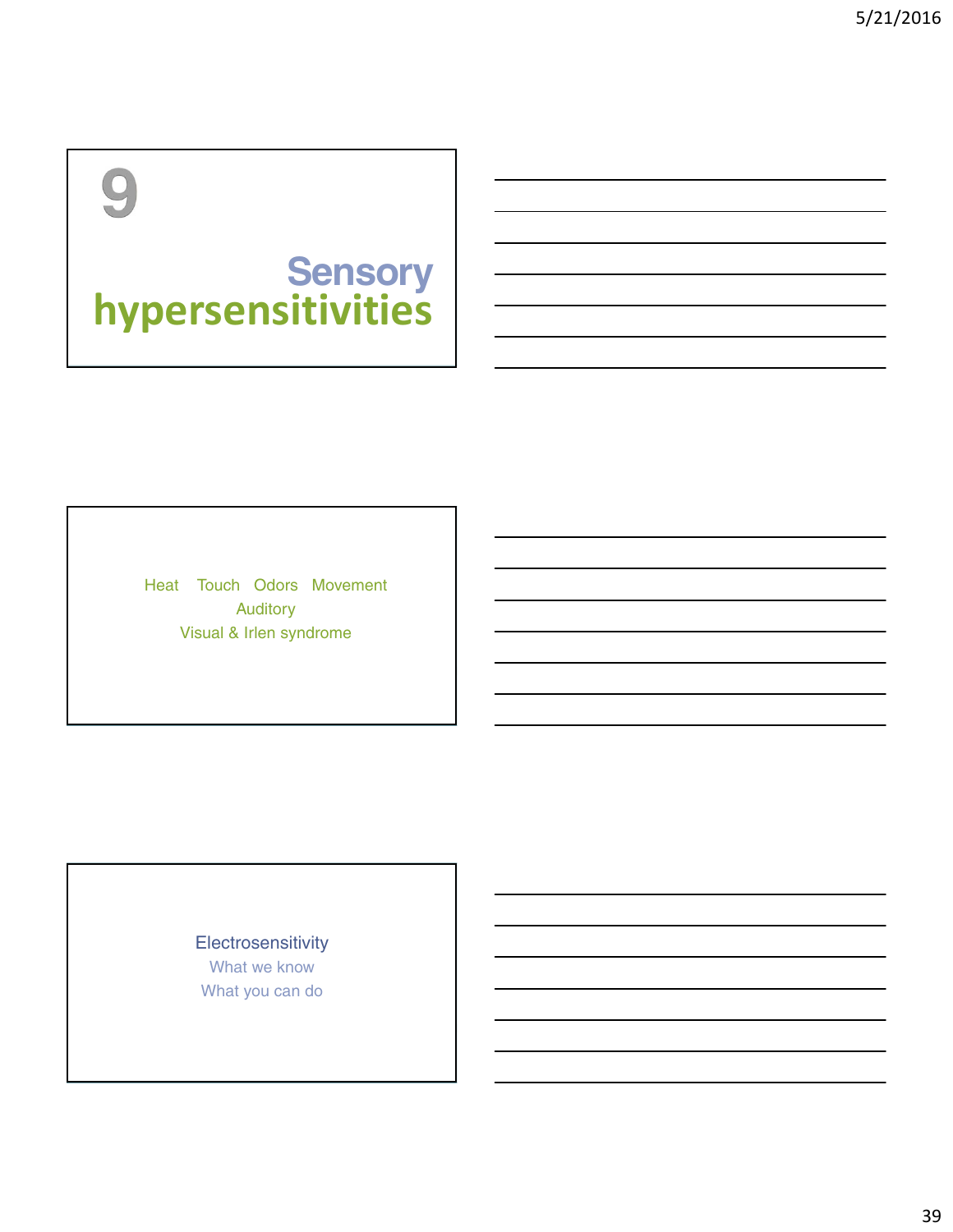# 9

## Sensory hypersensitivities

Heat Touch Odors Movement

Auditory

Visual & Irlen syndrome

Electrosensitivity

What we know

What you can do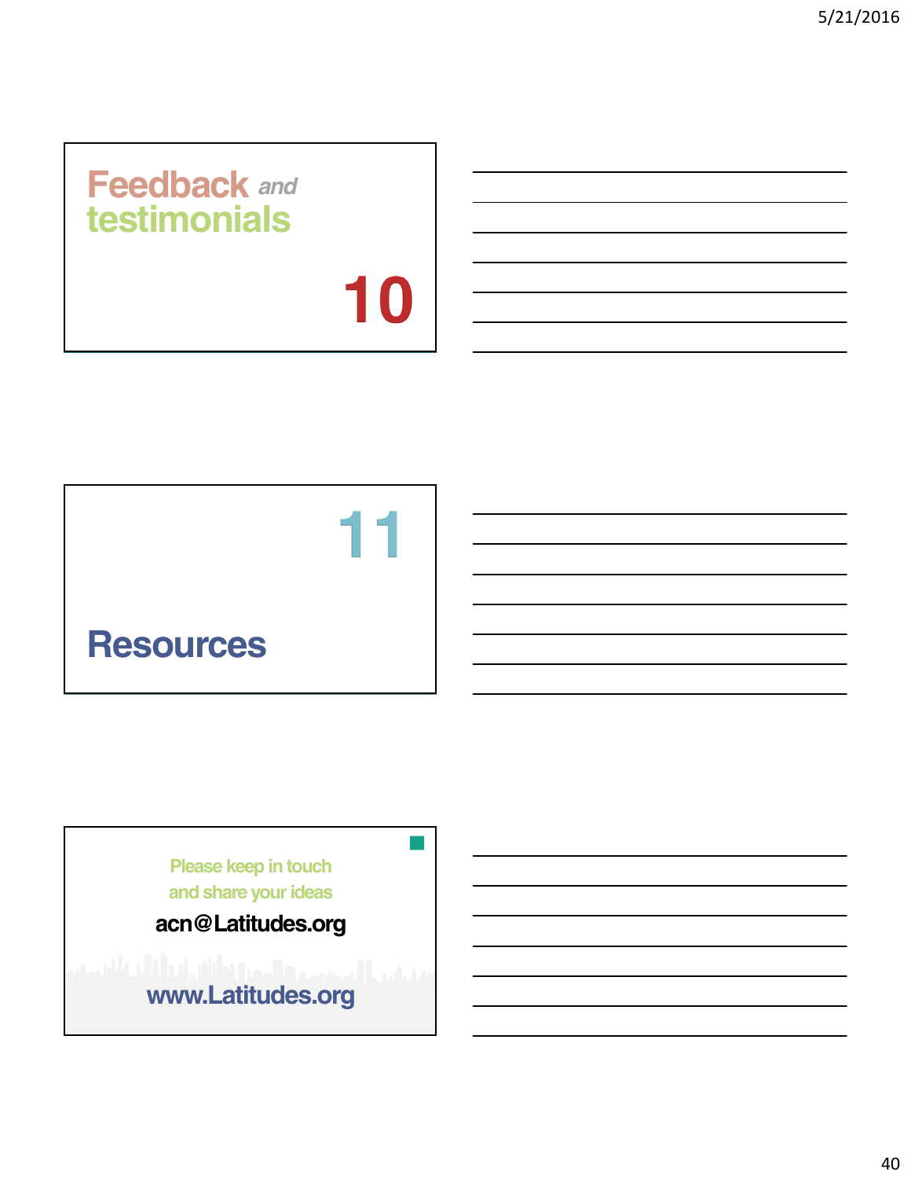## Feedback *and* testimonials

10

11

## Resources

Please keep in touch
and share your ideas

**acn@Latitudes.org**

**www.Latitudes.org**